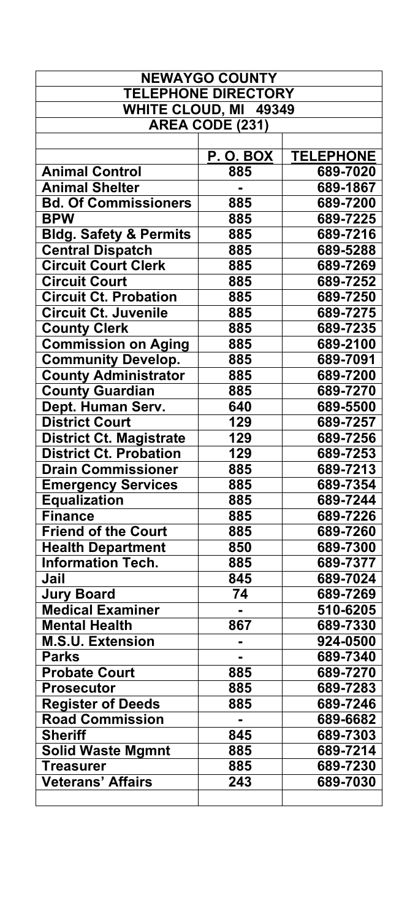| NEWAYGO COUNTY | | |
|---|---|---|
| TELEPHONE DIRECTORY | | |
| WHITE CLOUD, MI 49349 | | |
| AREA CODE (231) | | |
| | **P. O. BOX** | **TELEPHONE** |
| **Animal Control** | 885 | 689-7020 |
| **Animal Shelter** | - | 689-1867 |
| **Bd. Of Commissioners** | 885 | 689-7200 |
| **BPW** | 885 | 689-7225 |
| **Bldg. Safety & Permits** | 885 | 689-7216 |
| **Central Dispatch** | 885 | 689-5288 |
| **Circuit Court Clerk** | 885 | 689-7269 |
| **Circuit Court** | 885 | 689-7252 |
| **Circuit Ct. Probation** | 885 | 689-7250 |
| **Circuit Ct. Juvenile** | 885 | 689-7275 |
| **County Clerk** | 885 | 689-7235 |
| **Commission on Aging** | 885 | 689-2100 |
| **Community Develop.** | 885 | 689-7091 |
| **County Administrator** | 885 | 689-7200 |
| **County Guardian** | 885 | 689-7270 |
| **Dept. Human Serv.** | 640 | 689-5500 |
| **District Court** | 129 | 689-7257 |
| **District Ct. Magistrate** | 129 | 689-7256 |
| **District Ct. Probation** | 129 | 689-7253 |
| **Drain Commissioner** | 885 | 689-7213 |
| **Emergency Services** | 885 | 689-7354 |
| **Equalization** | 885 | 689-7244 |
| **Finance** | 885 | 689-7226 |
| **Friend of the Court** | 885 | 689-7260 |
| **Health Department** | 850 | 689-7300 |
| **Information Tech.** | 885 | 689-7377 |
| **Jail** | 845 | 689-7024 |
| **Jury Board** | 74 | 689-7269 |
| **Medical Examiner** | - | 510-6205 |
| **Mental Health** | 867 | 689-7330 |
| **M.S.U. Extension** | - | 924-0500 |
| **Parks** | - | 689-7340 |
| **Probate Court** | 885 | 689-7270 |
| **Prosecutor** | 885 | 689-7283 |
| **Register of Deeds** | 885 | 689-7246 |
| **Road Commission** | - | 689-6682 |
| **Sheriff** | 845 | 689-7303 |
| **Solid Waste Mgmnt** | 885 | 689-7214 |
| **Treasurer** | 885 | 689-7230 |
| **Veterans' Affairs** | 243 | 689-7030 |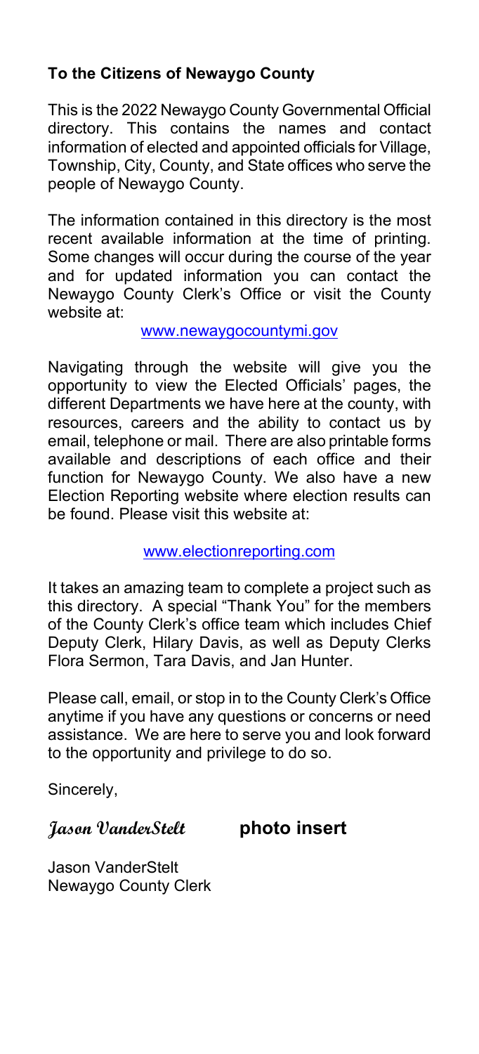**To the Citizens of Newaygo County**

This is the 2022 Newaygo County Governmental Official directory. This contains the names and contact information of elected and appointed officials for Village, Township, City, County, and State offices who serve the people of Newaygo County.

The information contained in this directory is the most recent available information at the time of printing. Some changes will occur during the course of the year and for updated information you can contact the Newaygo County Clerk's Office or visit the County website at:

[www.newaygocountymi.gov](www.newaygocountymi.gov)

Navigating through the website will give you the opportunity to view the Elected Officials' pages, the different Departments we have here at the county, with resources, careers and the ability to contact us by email, telephone or mail. There are also printable forms available and descriptions of each office and their function for Newaygo County. We also have a new Election Reporting website where election results can be found. Please visit this website at:

[www.electionreporting.com](www.electionreporting.com)

It takes an amazing team to complete a project such as this directory. A special "Thank You" for the members of the County Clerk's office team which includes Chief Deputy Clerk, Hilary Davis, as well as Deputy Clerks Flora Sermon, Tara Davis, and Jan Hunter.

Please call, email, or stop in to the County Clerk's Office anytime if you have any questions or concerns or need assistance. We are here to serve you and look forward to the opportunity and privilege to do so.

Sincerely,

*Jason VanderStelt* **photo insert**

Jason VanderStelt
Newaygo County Clerk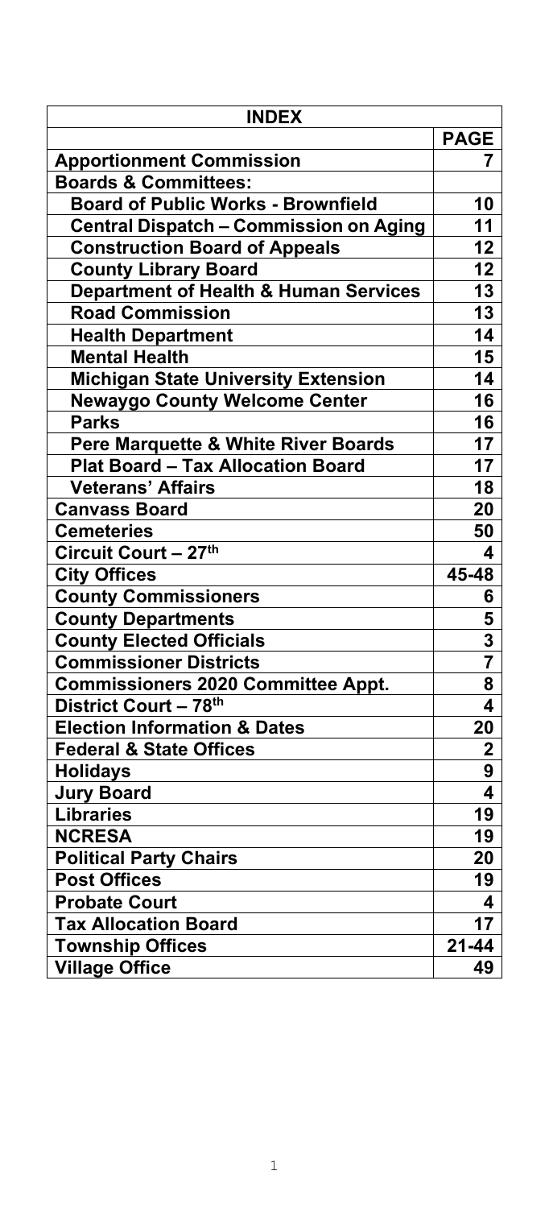| INDEX | |
|---|---|
| | **PAGE** |
| **Apportionment Commission** | **7** |
| **Boards & Committees:** | |
| **Board of Public Works - Brownfield** | **10** |
| **Central Dispatch – Commission on Aging** | **11** |
| **Construction Board of Appeals** | **12** |
| **County Library Board** | **12** |
| **Department of Health & Human Services** | **13** |
| **Road Commission** | **13** |
| **Health Department** | **14** |
| **Mental Health** | **15** |
| **Michigan State University Extension** | **14** |
| **Newaygo County Welcome Center** | **16** |
| **Parks** | **16** |
| **Pere Marquette & White River Boards** | **17** |
| **Plat Board – Tax Allocation Board** | **17** |
| **Veterans' Affairs** | **18** |
| **Canvass Board** | **20** |
| **Cemeteries** | **50** |
| **Circuit Court – 27th** | **4** |
| **City Offices** | **45-48** |
| **County Commissioners** | **6** |
| **County Departments** | **5** |
| **County Elected Officials** | **3** |
| **Commissioner Districts** | **7** |
| **Commissioners 2020 Committee Appt.** | **8** |
| **District Court – 78th** | **4** |
| **Election Information & Dates** | **20** |
| **Federal & State Offices** | **2** |
| **Holidays** | **9** |
| **Jury Board** | **4** |
| **Libraries** | **19** |
| **NCRESA** | **19** |
| **Political Party Chairs** | **20** |
| **Post Offices** | **19** |
| **Probate Court** | **4** |
| **Tax Allocation Board** | **17** |
| **Township Offices** | **21-44** |
| **Village Office** | **49** |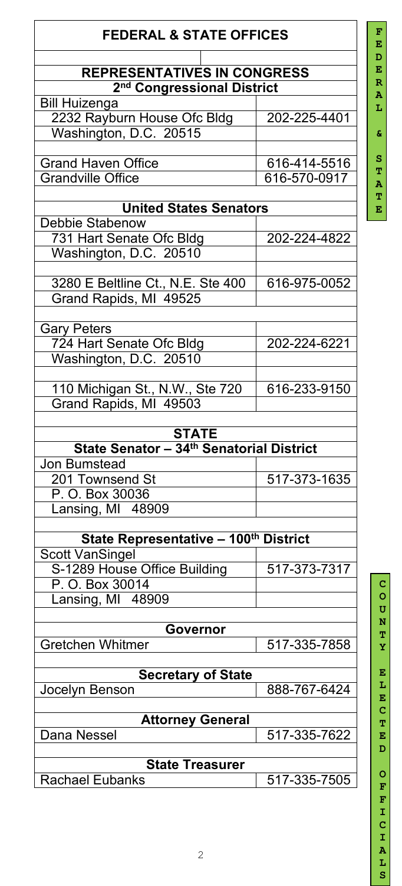## FEDERAL & STATE OFFICES

| REPRESENTATIVES IN CONGRESS | |
|---|---|
| **2nd Congressional District** | |
| Bill Huizenga | |
| 2232 Rayburn House Ofc Bldg | 202-225-4401 |
| Washington, D.C. 20515 | |
| | |
| Grand Haven Office | 616-414-5516 |
| Grandville Office | 616-570-0917 |
| | |
| **United States Senators** | |
| Debbie Stabenow | |
| 731 Hart Senate Ofc Bldg | 202-224-4822 |
| Washington, D.C. 20510 | |
| | |
| 3280 E Beltline Ct., N.E. Ste 400 | 616-975-0052 |
| Grand Rapids, MI 49525 | |
| | |
| Gary Peters | |
| 724 Hart Senate Ofc Bldg | 202-224-6221 |
| Washington, D.C. 20510 | |
| | |
| 110 Michigan St., N.W., Ste 720 | 616-233-9150 |
| Grand Rapids, MI 49503 | |
| | |
| **STATE** | |
| **State Senator – 34th Senatorial District** | |
| Jon Bumstead | |
| 201 Townsend St | 517-373-1635 |
| P. O. Box 30036 | |
| Lansing, MI 48909 | |
| | |
| **State Representative – 100th District** | |
| Scott VanSingel | |
| S-1289 House Office Building | 517-373-7317 |
| P. O. Box 30014 | |
| Lansing, MI 48909 | |
| | |
| **Governor** | |
| Gretchen Whitmer | 517-335-7858 |
| | |
| **Secretary of State** | |
| Jocelyn Benson | 888-767-6424 |
| | |
| **Attorney General** | |
| Dana Nessel | 517-335-7622 |
| | |
| **State Treasurer** | |
| Rachael Eubanks | 517-335-7505 |

FEDERAL & STATE

COUNTY ELECTED OFFICIALS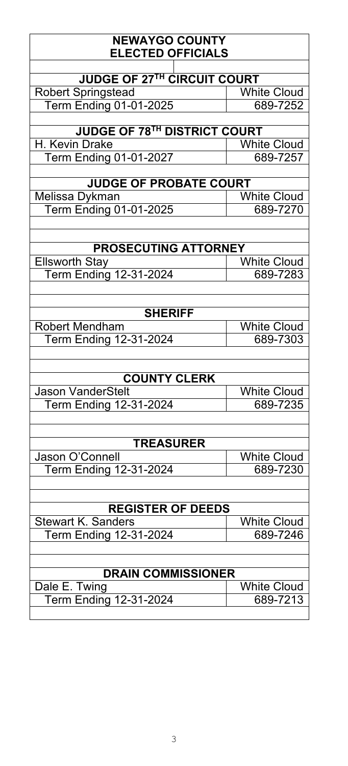# NEWAYGO COUNTY ELECTED OFFICIALS

| JUDGE OF 27TH CIRCUIT COURT | |
|---|---|
| Robert Springstead | White Cloud |
| Term Ending 01-01-2025 | 689-7252 |

| JUDGE OF 78TH DISTRICT COURT | |
|---|---|
| H. Kevin Drake | White Cloud |
| Term Ending 01-01-2027 | 689-7257 |

| JUDGE OF PROBATE COURT | |
|---|---|
| Melissa Dykman | White Cloud |
| Term Ending 01-01-2025 | 689-7270 |

| PROSECUTING ATTORNEY | |
|---|---|
| Ellsworth Stay | White Cloud |
| Term Ending 12-31-2024 | 689-7283 |

| SHERIFF | |
|---|---|
| Robert Mendham | White Cloud |
| Term Ending 12-31-2024 | 689-7303 |

| COUNTY CLERK | |
|---|---|
| Jason VanderStelt | White Cloud |
| Term Ending 12-31-2024 | 689-7235 |

| TREASURER | |
|---|---|
| Jason O'Connell | White Cloud |
| Term Ending 12-31-2024 | 689-7230 |

| REGISTER OF DEEDS | |
|---|---|
| Stewart K. Sanders | White Cloud |
| Term Ending 12-31-2024 | 689-7246 |

| DRAIN COMMISSIONER | |
|---|---|
| Dale E. Twing | White Cloud |
| Term Ending 12-31-2024 | 689-7213 |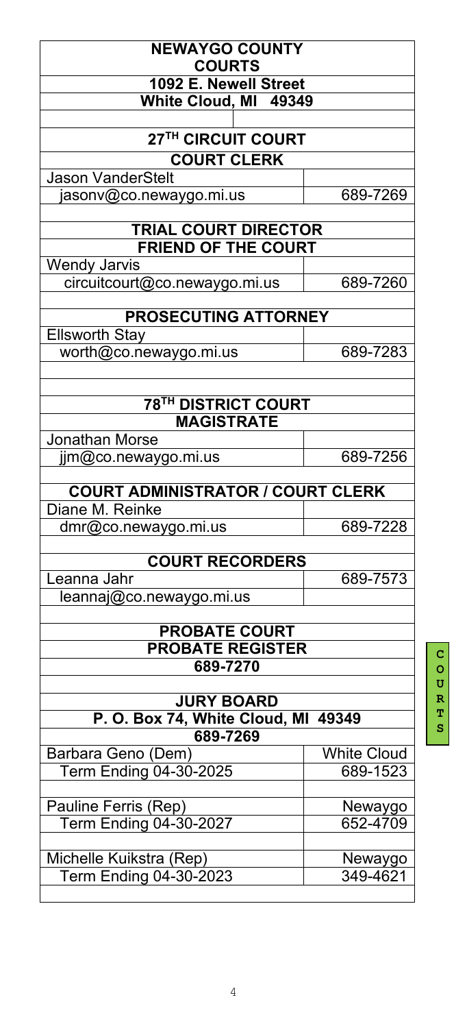# NEWAYGO COUNTY COURTS

**1092 E. Newell Street**
**White Cloud, MI 49349**

## 27TH CIRCUIT COURT

### COURT CLERK

| | |
|---|---|
| Jason VanderStelt | |
| jasonv@co.newaygo.mi.us | 689-7269 |

### TRIAL COURT DIRECTOR
### FRIEND OF THE COURT

| | |
|---|---|
| Wendy Jarvis | |
| circuitcourt@co.newaygo.mi.us | 689-7260 |

### PROSECUTING ATTORNEY

| | |
|---|---|
| Ellsworth Stay | |
| worth@co.newaygo.mi.us | 689-7283 |

## 78TH DISTRICT COURT

### MAGISTRATE

| | |
|---|---|
| Jonathan Morse | |
| jjm@co.newaygo.mi.us | 689-7256 |

### COURT ADMINISTRATOR / COURT CLERK

| | |
|---|---|
| Diane M. Reinke | |
| dmr@co.newaygo.mi.us | 689-7228 |

### COURT RECORDERS

| | |
|---|---|
| Leanna Jahr | 689-7573 |
| leannaj@co.newaygo.mi.us | |

## PROBATE COURT

### PROBATE REGISTER

**689-7270**

## JURY BOARD

**P. O. Box 74, White Cloud, MI 49349**
**689-7269**

| | |
|---|---|
| Barbara Geno (Dem) | White Cloud |
| Term Ending 04-30-2025 | 689-1523 |
| Pauline Ferris (Rep) | Newaygo |
| Term Ending 04-30-2027 | 652-4709 |
| Michelle Kuikstra (Rep) | Newaygo |
| Term Ending 04-30-2023 | 349-4621 |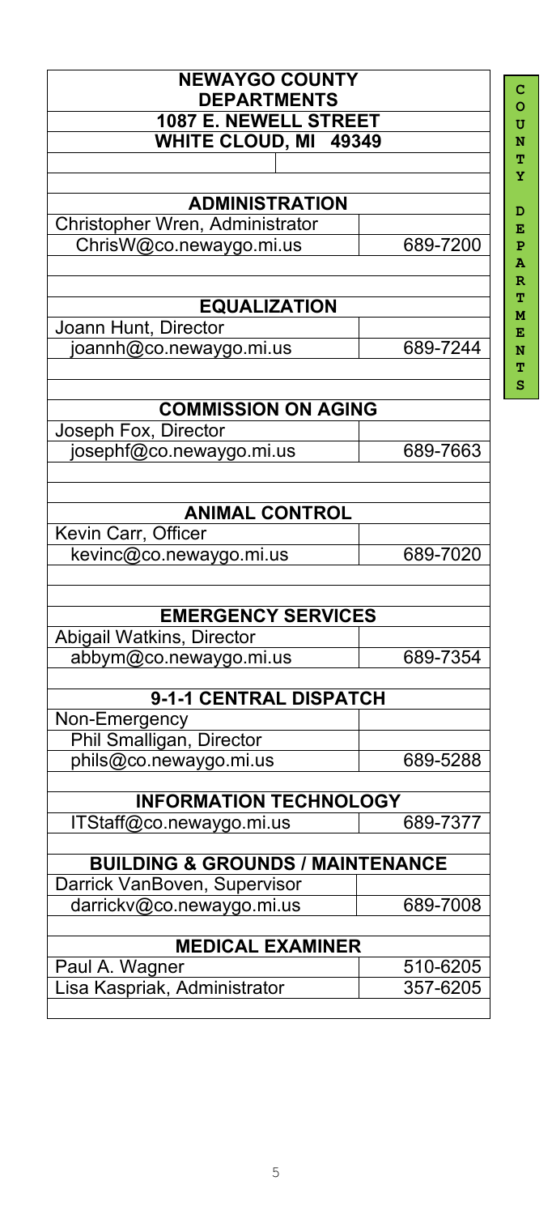# NEWAYGO COUNTY DEPARTMENTS

**1087 E. NEWELL STREET**
**WHITE CLOUD, MI 49349**

| ADMINISTRATION | |
|---|---|
| Christopher Wren, Administrator | |
| ChrisW@co.newaygo.mi.us | 689-7200 |

| EQUALIZATION | |
|---|---|
| Joann Hunt, Director | |
| joannh@co.newaygo.mi.us | 689-7244 |

| COMMISSION ON AGING | |
|---|---|
| Joseph Fox, Director | |
| josephf@co.newaygo.mi.us | 689-7663 |

| ANIMAL CONTROL | |
|---|---|
| Kevin Carr, Officer | |
| kevinc@co.newaygo.mi.us | 689-7020 |

| EMERGENCY SERVICES | |
|---|---|
| Abigail Watkins, Director | |
| abbym@co.newaygo.mi.us | 689-7354 |

| 9-1-1 CENTRAL DISPATCH | |
|---|---|
| Non-Emergency | |
| Phil Smalligan, Director | |
| phils@co.newaygo.mi.us | 689-5288 |

| INFORMATION TECHNOLOGY | |
|---|---|
| ITStaff@co.newaygo.mi.us | 689-7377 |

| BUILDING & GROUNDS / MAINTENANCE | |
|---|---|
| Darrick VanBoven, Supervisor | |
| darrickv@co.newaygo.mi.us | 689-7008 |

| MEDICAL EXAMINER | |
|---|---|
| Paul A. Wagner | 510-6205 |
| Lisa Kaspriak, Administrator | 357-6205 |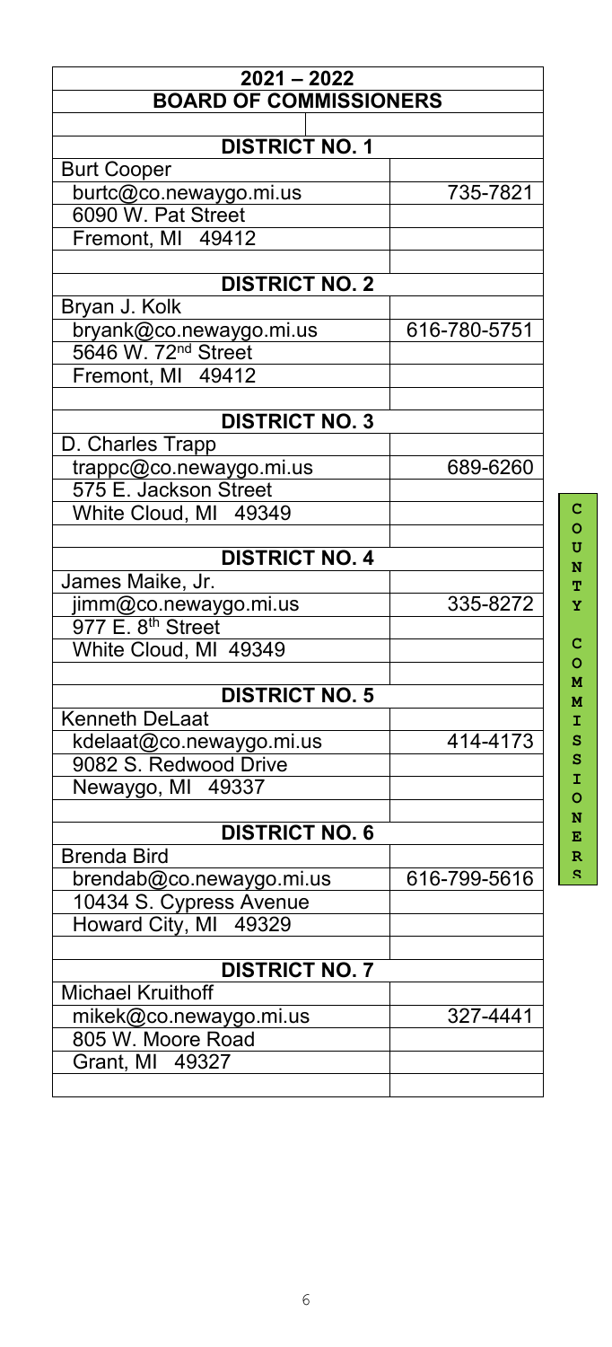## 2021 – 2022
## BOARD OF COMMISSIONERS

| DISTRICT NO. 1 | |
|---|---|
| Burt Cooper | |
| burtc@co.newaygo.mi.us | 735-7821 |
| 6090 W. Pat Street | |
| Fremont, MI 49412 | |

| DISTRICT NO. 2 | |
|---|---|
| Bryan J. Kolk | |
| bryank@co.newaygo.mi.us | 616-780-5751 |
| 5646 W. 72nd Street | |
| Fremont, MI 49412 | |

| DISTRICT NO. 3 | |
|---|---|
| D. Charles Trapp | |
| trappc@co.newaygo.mi.us | 689-6260 |
| 575 E. Jackson Street | |
| White Cloud, MI 49349 | |

| DISTRICT NO. 4 | |
|---|---|
| James Maike, Jr. | |
| jimm@co.newaygo.mi.us | 335-8272 |
| 977 E. 8th Street | |
| White Cloud, MI 49349 | |

| DISTRICT NO. 5 | |
|---|---|
| Kenneth DeLaat | |
| kdelaat@co.newaygo.mi.us | 414-4173 |
| 9082 S. Redwood Drive | |
| Newaygo, MI 49337 | |

| DISTRICT NO. 6 | |
|---|---|
| Brenda Bird | |
| brendab@co.newaygo.mi.us | 616-799-5616 |
| 10434 S. Cypress Avenue | |
| Howard City, MI 49329 | |

| DISTRICT NO. 7 | |
|---|---|
| Michael Kruithoff | |
| mikek@co.newaygo.mi.us | 327-4441 |
| 805 W. Moore Road | |
| Grant, MI 49327 | |

COUNTY COMMISSIONERS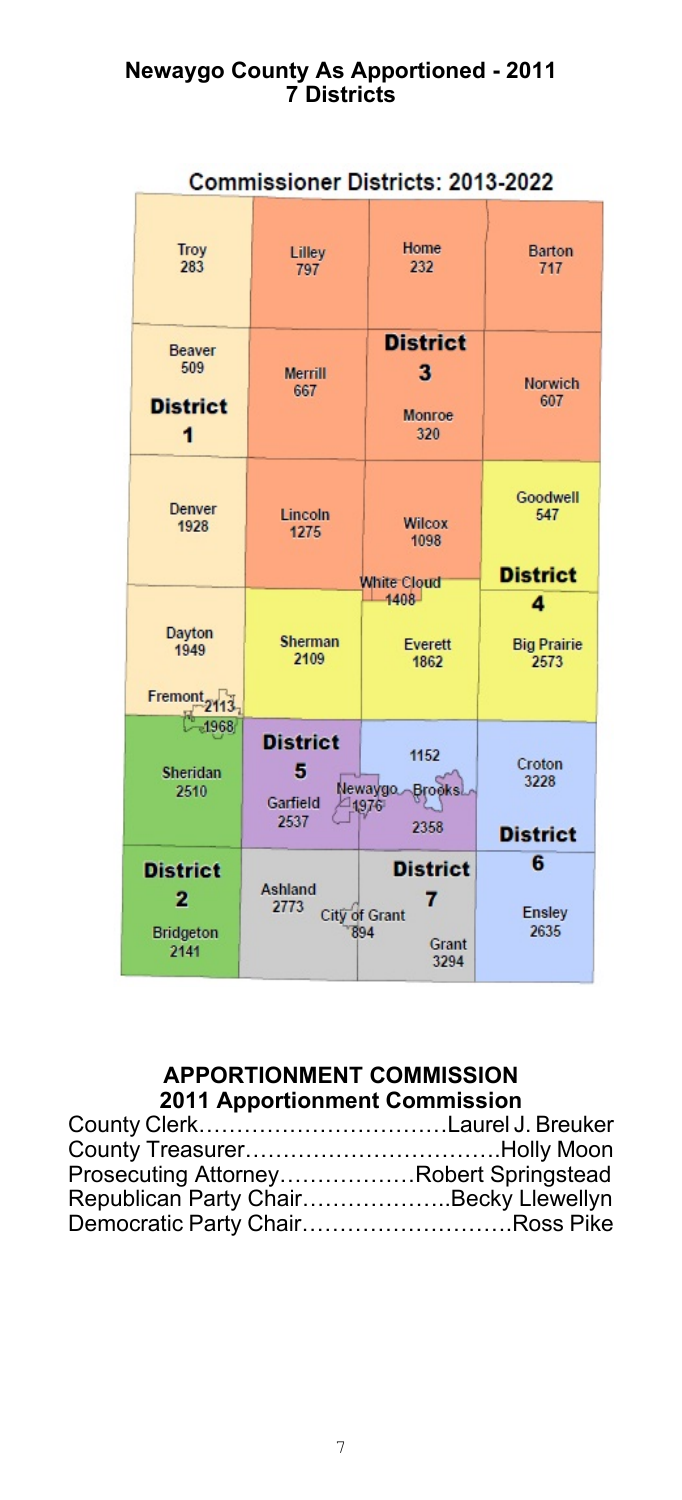## Newaygo County As Apportioned - 2011
## 7 Districts

### Commissioner Districts: 2013-2022

| | | | |
|---|---|---|---|
| Troy 283 | Lilley 797 | Home 232 | Barton 717 |
| Beaver 509 **District 1** | Merrill 667 | **District 3** Monroe 320 | Norwich 607 |
| Denver 1928 | Lincoln 1275 | Wilcox 1098 / White Cloud 1408 | Goodwell 547 **District 4** |
| Dayton 1949 / Fremont 2113 | Sherman 2109 | Everett 1862 | Big Prairie 2573 |
| 1968 Sheridan 2510 | **District 5** Garfield 2537 | 1152 Newaygo Brooks 1976 2358 | Croton 3228 **District 6** |
| **District 2** Bridgeton 2141 | Ashland 2773 | **District 7** City of Grant 894 Grant 3294 | Ensley 2635 |

## APPORTIONMENT COMMISSION
### 2011 Apportionment Commission

County Clerk……………………………Laurel J. Breuker
County Treasurer…………………………….Holly Moon
Prosecuting Attorney………………Robert Springstead
Republican Party Chair………………..Becky Llewellyn
Democratic Party Chair……………………….Ross Pike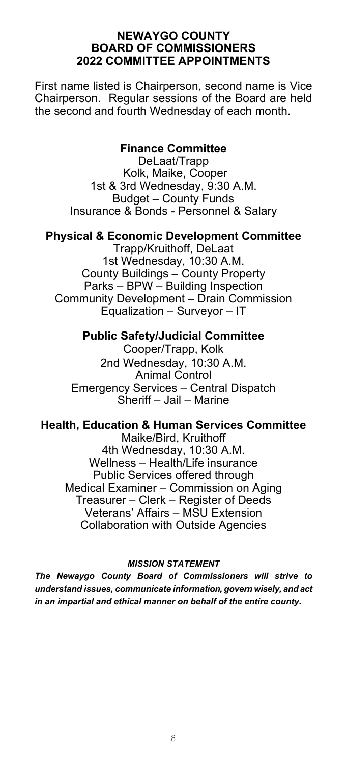# NEWAYGO COUNTY BOARD OF COMMISSIONERS 2022 COMMITTEE APPOINTMENTS

First name listed is Chairperson, second name is Vice Chairperson. Regular sessions of the Board are held the second and fourth Wednesday of each month.

## Finance Committee

DeLaat/Trapp
Kolk, Maike, Cooper
1st & 3rd Wednesday, 9:30 A.M.
Budget – County Funds
Insurance & Bonds - Personnel & Salary

## Physical & Economic Development Committee

Trapp/Kruithoff, DeLaat
1st Wednesday, 10:30 A.M.
County Buildings – County Property
Parks – BPW – Building Inspection
Community Development – Drain Commission
Equalization – Surveyor – IT

## Public Safety/Judicial Committee

Cooper/Trapp, Kolk
2nd Wednesday, 10:30 A.M.
Animal Control
Emergency Services – Central Dispatch
Sheriff – Jail – Marine

## Health, Education & Human Services Committee

Maike/Bird, Kruithoff
4th Wednesday, 10:30 A.M.
Wellness – Health/Life insurance
Public Services offered through
Medical Examiner – Commission on Aging
Treasurer – Clerk – Register of Deeds
Veterans' Affairs – MSU Extension
Collaboration with Outside Agencies

***MISSION STATEMENT***

***The Newaygo County Board of Commissioners will strive to understand issues, communicate information, govern wisely, and act in an impartial and ethical manner on behalf of the entire county.***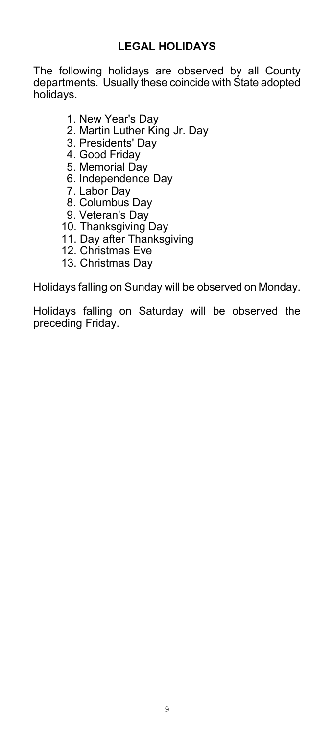## LEGAL HOLIDAYS

The following holidays are observed by all County departments. Usually these coincide with State adopted holidays.

1. New Year's Day
2. Martin Luther King Jr. Day
3. Presidents' Day
4. Good Friday
5. Memorial Day
6. Independence Day
7. Labor Day
8. Columbus Day
9. Veteran's Day
10. Thanksgiving Day
11. Day after Thanksgiving
12. Christmas Eve
13. Christmas Day

Holidays falling on Sunday will be observed on Monday.

Holidays falling on Saturday will be observed the preceding Friday.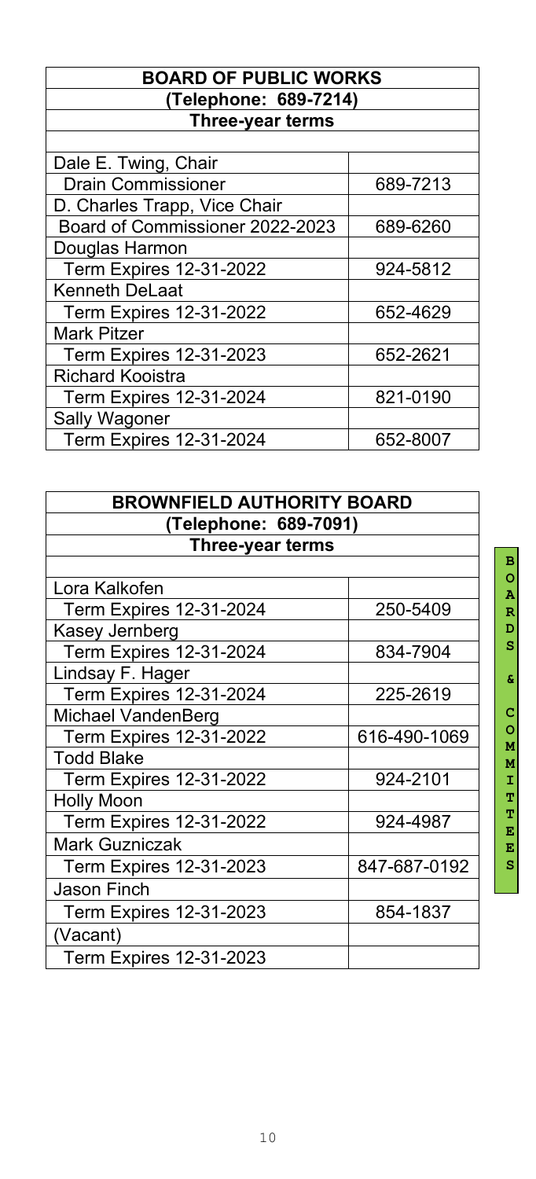| BOARD OF PUBLIC WORKS | |
|---|---|
| (Telephone: 689-7214) | |
| Three-year terms | |
| | |
| Dale E. Twing, Chair | |
| Drain Commissioner | 689-7213 |
| D. Charles Trapp, Vice Chair | |
| Board of Commissioner 2022-2023 | 689-6260 |
| Douglas Harmon | |
| Term Expires 12-31-2022 | 924-5812 |
| Kenneth DeLaat | |
| Term Expires 12-31-2022 | 652-4629 |
| Mark Pitzer | |
| Term Expires 12-31-2023 | 652-2621 |
| Richard Kooistra | |
| Term Expires 12-31-2024 | 821-0190 |
| Sally Wagoner | |
| Term Expires 12-31-2024 | 652-8007 |

| BROWNFIELD AUTHORITY BOARD | |
|---|---|
| (Telephone: 689-7091) | |
| Three-year terms | |
| | |
| Lora Kalkofen | |
| Term Expires 12-31-2024 | 250-5409 |
| Kasey Jernberg | |
| Term Expires 12-31-2024 | 834-7904 |
| Lindsay F. Hager | |
| Term Expires 12-31-2024 | 225-2619 |
| Michael VandenBerg | |
| Term Expires 12-31-2022 | 616-490-1069 |
| Todd Blake | |
| Term Expires 12-31-2022 | 924-2101 |
| Holly Moon | |
| Term Expires 12-31-2022 | 924-4987 |
| Mark Guzniczak | |
| Term Expires 12-31-2023 | 847-687-0192 |
| Jason Finch | |
| Term Expires 12-31-2023 | 854-1837 |
| (Vacant) | |
| Term Expires 12-31-2023 | |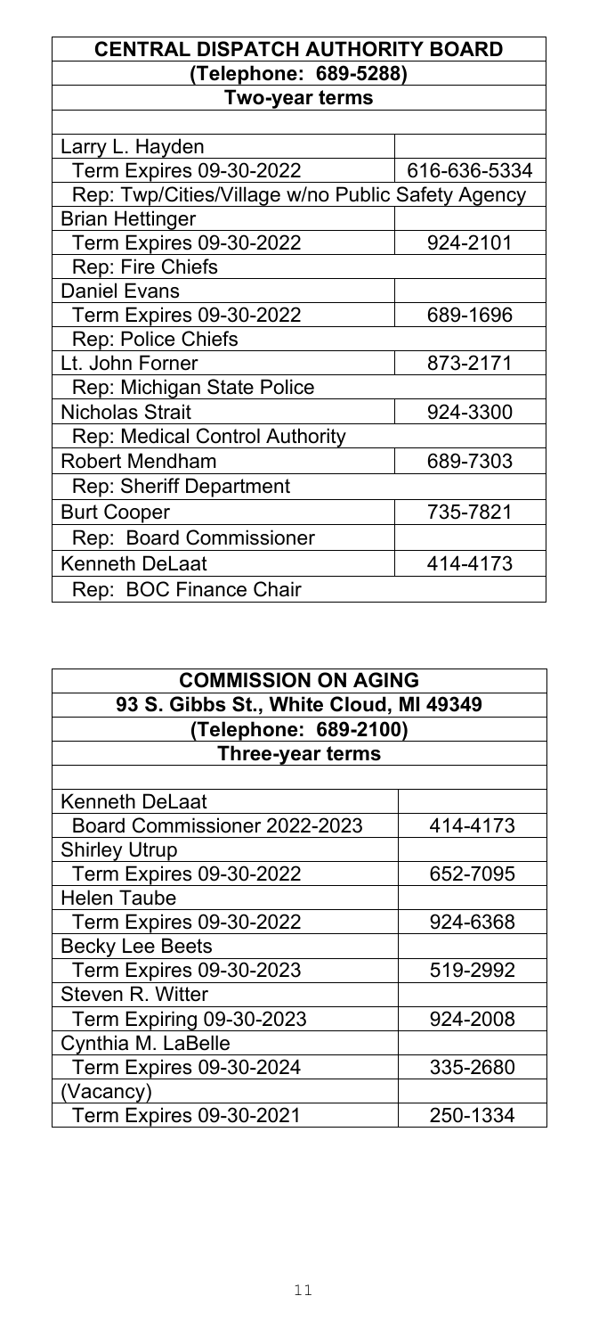## CENTRAL DISPATCH AUTHORITY BOARD

**(Telephone: 689-5288)**

**Two-year terms**

| | |
|---|---|
| Larry L. Hayden | |
| Term Expires 09-30-2022 | 616-636-5334 |
| Rep: Twp/Cities/Village w/no Public Safety Agency | |
| Brian Hettinger | |
| Term Expires 09-30-2022 | 924-2101 |
| Rep: Fire Chiefs | |
| Daniel Evans | |
| Term Expires 09-30-2022 | 689-1696 |
| Rep: Police Chiefs | |
| Lt. John Forner | 873-2171 |
| Rep: Michigan State Police | |
| Nicholas Strait | 924-3300 |
| Rep: Medical Control Authority | |
| Robert Mendham | 689-7303 |
| Rep: Sheriff Department | |
| Burt Cooper | 735-7821 |
| Rep: Board Commissioner | |
| Kenneth DeLaat | 414-4173 |
| Rep: BOC Finance Chair | |

## COMMISSION ON AGING

**93 S. Gibbs St., White Cloud, MI 49349**

**(Telephone: 689-2100)**

**Three-year terms**

| | |
|---|---|
| Kenneth DeLaat | |
| Board Commissioner 2022-2023 | 414-4173 |
| Shirley Utrup | |
| Term Expires 09-30-2022 | 652-7095 |
| Helen Taube | |
| Term Expires 09-30-2022 | 924-6368 |
| Becky Lee Beets | |
| Term Expires 09-30-2023 | 519-2992 |
| Steven R. Witter | |
| Term Expiring 09-30-2023 | 924-2008 |
| Cynthia M. LaBelle | |
| Term Expires 09-30-2024 | 335-2680 |
| (Vacancy) | |
| Term Expires 09-30-2021 | 250-1334 |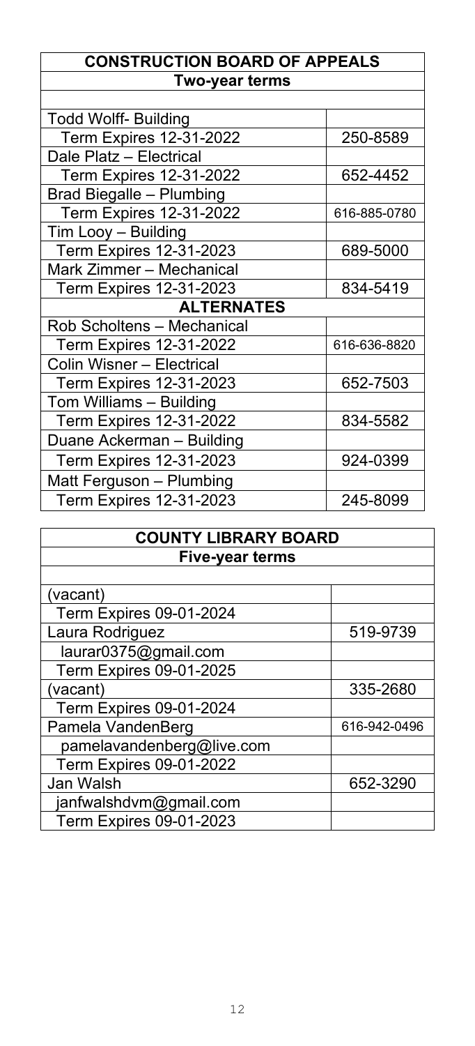| CONSTRUCTION BOARD OF APPEALS | |
|---|---|
| **Two-year terms** | |
| | |
| Todd Wolff- Building | |
| Term Expires 12-31-2022 | 250-8589 |
| Dale Platz – Electrical | |
| Term Expires 12-31-2022 | 652-4452 |
| Brad Biegalle – Plumbing | |
| Term Expires 12-31-2022 | 616-885-0780 |
| Tim Looy – Building | |
| Term Expires 12-31-2023 | 689-5000 |
| Mark Zimmer – Mechanical | |
| Term Expires 12-31-2023 | 834-5419 |
| **ALTERNATES** | |
| Rob Scholtens – Mechanical | |
| Term Expires 12-31-2022 | 616-636-8820 |
| Colin Wisner – Electrical | |
| Term Expires 12-31-2023 | 652-7503 |
| Tom Williams – Building | |
| Term Expires 12-31-2022 | 834-5582 |
| Duane Ackerman – Building | |
| Term Expires 12-31-2023 | 924-0399 |
| Matt Ferguson – Plumbing | |
| Term Expires 12-31-2023 | 245-8099 |

| COUNTY LIBRARY BOARD | |
|---|---|
| **Five-year terms** | |
| | |
| (vacant) | |
| Term Expires 09-01-2024 | |
| Laura Rodriguez | 519-9739 |
| laurar0375@gmail.com | |
| Term Expires 09-01-2025 | |
| (vacant) | 335-2680 |
| Term Expires 09-01-2024 | |
| Pamela VandenBerg | 616-942-0496 |
| pamelavandenberg@live.com | |
| Term Expires 09-01-2022 | |
| Jan Walsh | 652-3290 |
| janfwalshdvm@gmail.com | |
| Term Expires 09-01-2023 | |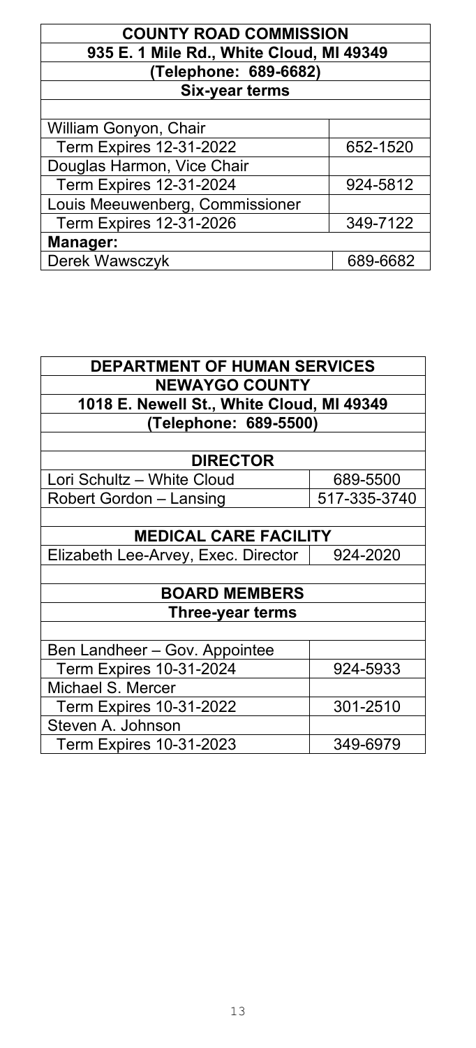| COUNTY ROAD COMMISSION | |
|---|---|
| 935 E. 1 Mile Rd., White Cloud, MI 49349 | |
| (Telephone: 689-6682) | |
| Six-year terms | |
| | |
| William Gonyon, Chair | |
| Term Expires 12-31-2022 | 652-1520 |
| Douglas Harmon, Vice Chair | |
| Term Expires 12-31-2024 | 924-5812 |
| Louis Meeuwenberg, Commissioner | |
| Term Expires 12-31-2026 | 349-7122 |
| **Manager:** | |
| Derek Wawsczyk | 689-6682 |

| DEPARTMENT OF HUMAN SERVICES | |
|---|---|
| NEWAYGO COUNTY | |
| 1018 E. Newell St., White Cloud, MI 49349 | |
| (Telephone: 689-5500) | |
| | |
| **DIRECTOR** | |
| Lori Schultz – White Cloud | 689-5500 |
| Robert Gordon – Lansing | 517-335-3740 |
| | |
| **MEDICAL CARE FACILITY** | |
| Elizabeth Lee-Arvey, Exec. Director | 924-2020 |
| | |
| **BOARD MEMBERS** | |
| **Three-year terms** | |
| | |
| Ben Landheer – Gov. Appointee | |
| Term Expires 10-31-2024 | 924-5933 |
| Michael S. Mercer | |
| Term Expires 10-31-2022 | 301-2510 |
| Steven A. Johnson | |
| Term Expires 10-31-2023 | 349-6979 |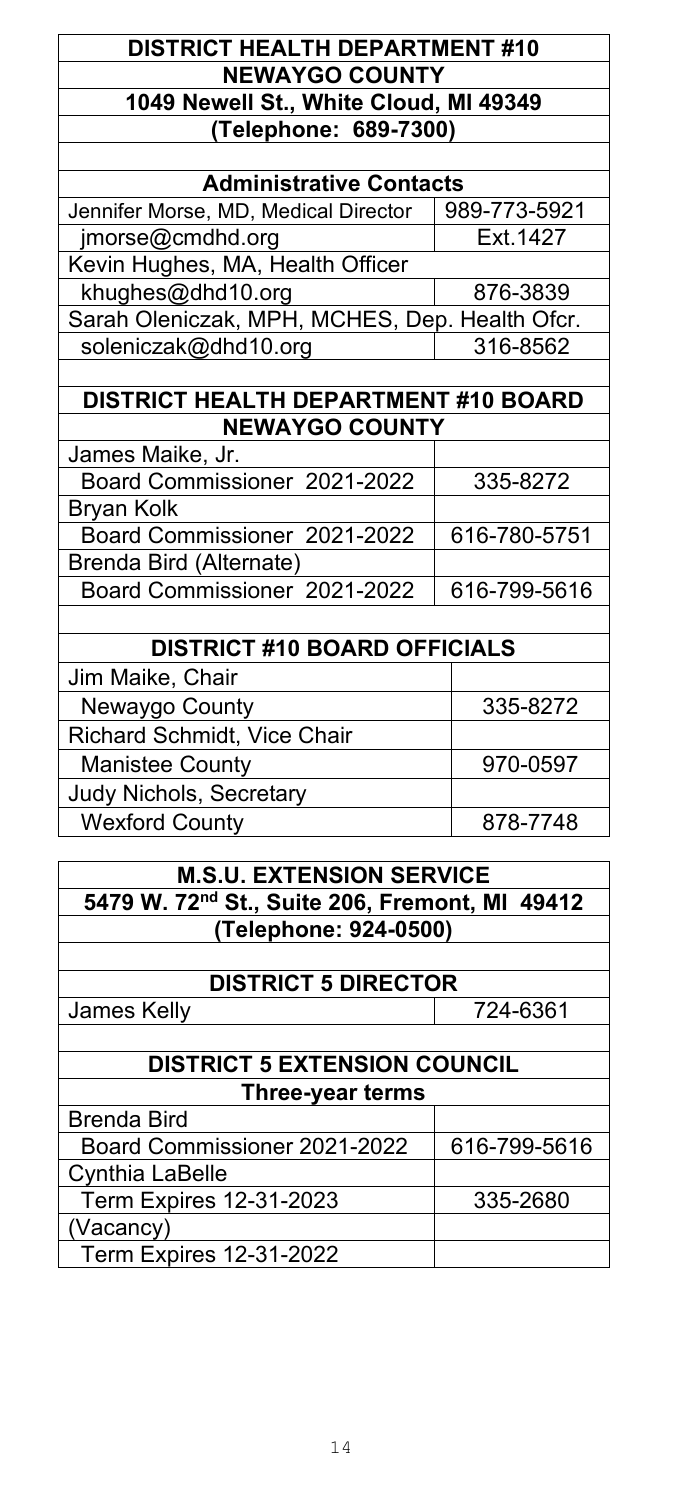## DISTRICT HEALTH DEPARTMENT #10

### NEWAYGO COUNTY

**1049 Newell St., White Cloud, MI 49349**

**(Telephone: 689-7300)**

| Administrative Contacts | |
|---|---|
| Jennifer Morse, MD, Medical Director | 989-773-5921 |
| jmorse@cmdhd.org | Ext.1427 |
| Kevin Hughes, MA, Health Officer | |
| khughes@dhd10.org | 876-3839 |
| Sarah Oleniczak, MPH, MCHES, Dep. Health Ofcr. | |
| soleniczak@dhd10.org | 316-8562 |

## DISTRICT HEALTH DEPARTMENT #10 BOARD

### NEWAYGO COUNTY

| Name | Phone |
|---|---|
| James Maike, Jr. | |
| Board Commissioner 2021-2022 | 335-8272 |
| Bryan Kolk | |
| Board Commissioner 2021-2022 | 616-780-5751 |
| Brenda Bird (Alternate) | |
| Board Commissioner 2021-2022 | 616-799-5616 |

## DISTRICT #10 BOARD OFFICIALS

| Name | Phone |
|---|---|
| Jim Maike, Chair | |
| Newaygo County | 335-8272 |
| Richard Schmidt, Vice Chair | |
| Manistee County | 970-0597 |
| Judy Nichols, Secretary | |
| Wexford County | 878-7748 |

## M.S.U. EXTENSION SERVICE

**5479 W. 72nd St., Suite 206, Fremont, MI 49412**

**(Telephone: 924-0500)**

### DISTRICT 5 DIRECTOR

| Name | Phone |
|---|---|
| James Kelly | 724-6361 |

### DISTRICT 5 EXTENSION COUNCIL

**Three-year terms**

| Name | Phone |
|---|---|
| Brenda Bird | |
| Board Commissioner 2021-2022 | 616-799-5616 |
| Cynthia LaBelle | |
| Term Expires 12-31-2023 | 335-2680 |
| (Vacancy) | |
| Term Expires 12-31-2022 | |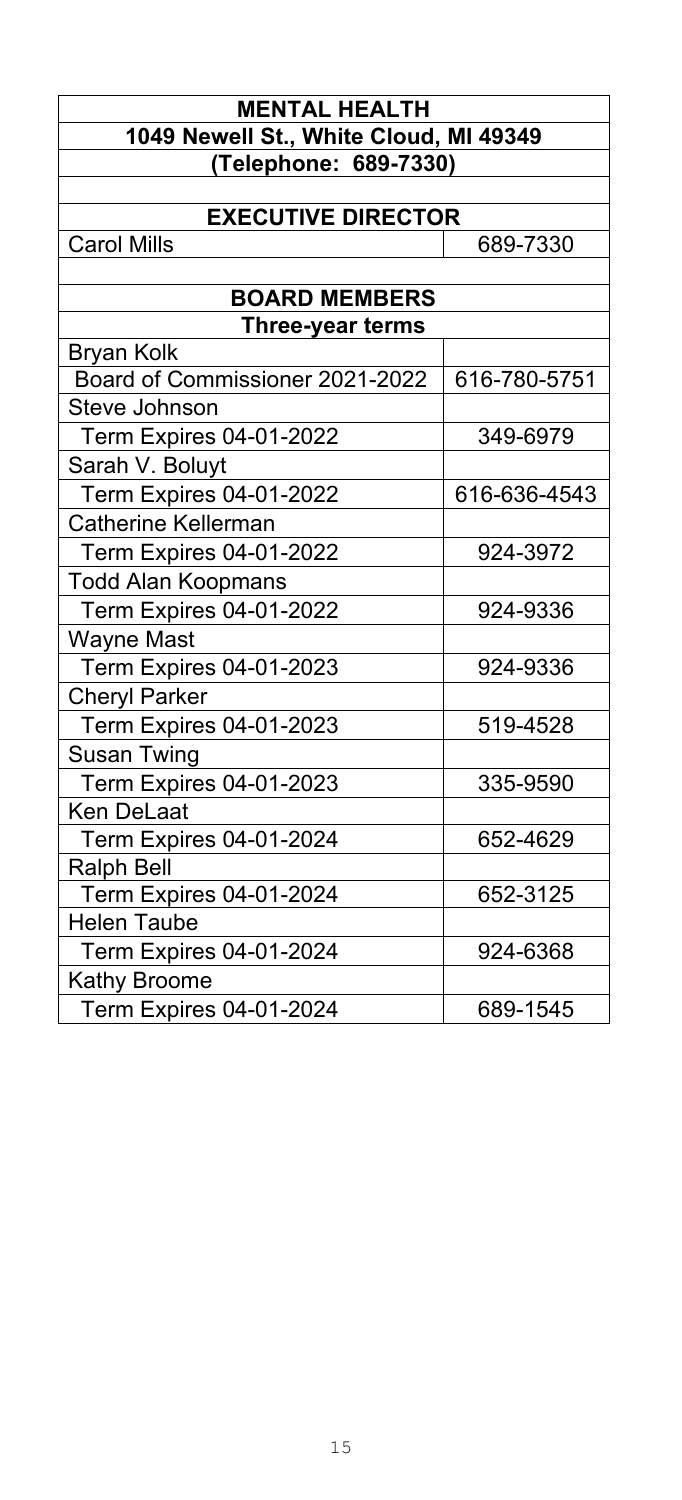| MENTAL HEALTH | |
|---|---|
| **1049 Newell St., White Cloud, MI 49349** | |
| **(Telephone: 689-7330)** | |
| | |
| **EXECUTIVE DIRECTOR** | |
| Carol Mills | 689-7330 |
| | |
| **BOARD MEMBERS** | |
| **Three-year terms** | |
| Bryan Kolk | |
| Board of Commissioner 2021-2022 | 616-780-5751 |
| Steve Johnson | |
| Term Expires 04-01-2022 | 349-6979 |
| Sarah V. Boluyt | |
| Term Expires 04-01-2022 | 616-636-4543 |
| Catherine Kellerman | |
| Term Expires 04-01-2022 | 924-3972 |
| Todd Alan Koopmans | |
| Term Expires 04-01-2022 | 924-9336 |
| Wayne Mast | |
| Term Expires 04-01-2023 | 924-9336 |
| Cheryl Parker | |
| Term Expires 04-01-2023 | 519-4528 |
| Susan Twing | |
| Term Expires 04-01-2023 | 335-9590 |
| Ken DeLaat | |
| Term Expires 04-01-2024 | 652-4629 |
| Ralph Bell | |
| Term Expires 04-01-2024 | 652-3125 |
| Helen Taube | |
| Term Expires 04-01-2024 | 924-6368 |
| Kathy Broome | |
| Term Expires 04-01-2024 | 689-1545 |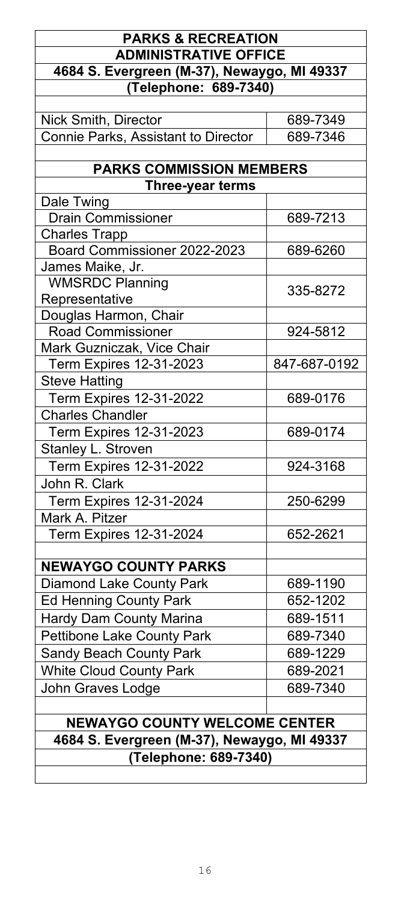## PARKS & RECREATION

### ADMINISTRATIVE OFFICE

**4684 S. Evergreen (M-37), Newaygo, MI 49337**

**(Telephone: 689-7340)**

| | |
|---|---|
| Nick Smith, Director | 689-7349 |
| Connie Parks, Assistant to Director | 689-7346 |

### PARKS COMMISSION MEMBERS

**Three-year terms**

| | |
|---|---|
| Dale Twing | |
| Drain Commissioner | 689-7213 |
| Charles Trapp | |
| Board Commissioner 2022-2023 | 689-6260 |
| James Maike, Jr. | |
| WMSRDC Planning Representative | 335-8272 |
| Douglas Harmon, Chair | |
| Road Commissioner | 924-5812 |
| Mark Guzniczak, Vice Chair | |
| Term Expires 12-31-2023 | 847-687-0192 |
| Steve Hatting | |
| Term Expires 12-31-2022 | 689-0176 |
| Charles Chandler | |
| Term Expires 12-31-2023 | 689-0174 |
| Stanley L. Stroven | |
| Term Expires 12-31-2022 | 924-3168 |
| John R. Clark | |
| Term Expires 12-31-2024 | 250-6299 |
| Mark A. Pitzer | |
| Term Expires 12-31-2024 | 652-2621 |

| **NEWAYGO COUNTY PARKS** | |
|---|---|
| Diamond Lake County Park | 689-1190 |
| Ed Henning County Park | 652-1202 |
| Hardy Dam County Marina | 689-1511 |
| Pettibone Lake County Park | 689-7340 |
| Sandy Beach County Park | 689-1229 |
| White Cloud County Park | 689-2021 |
| John Graves Lodge | 689-7340 |

### NEWAYGO COUNTY WELCOME CENTER

**4684 S. Evergreen (M-37), Newaygo, MI 49337**

**(Telephone: 689-7340)**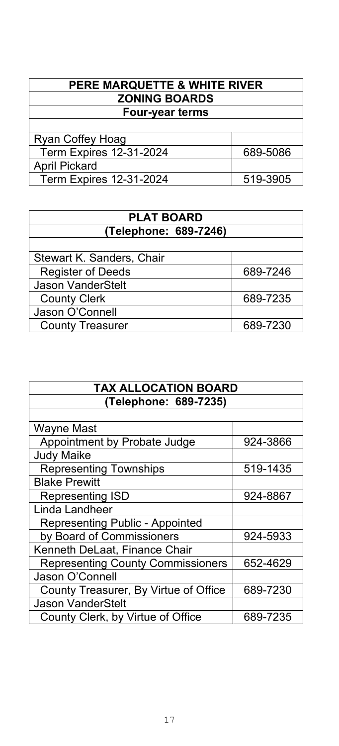| PERE MARQUETTE & WHITE RIVER ZONING BOARDS | |
|---|---|
| **Four-year terms** | |
| | |
| Ryan Coffey Hoag | |
| Term Expires 12-31-2024 | 689-5086 |
| April Pickard | |
| Term Expires 12-31-2024 | 519-3905 |

| PLAT BOARD | |
|---|---|
| **(Telephone: 689-7246)** | |
| | |
| Stewart K. Sanders, Chair | |
| Register of Deeds | 689-7246 |
| Jason VanderStelt | |
| County Clerk | 689-7235 |
| Jason O'Connell | |
| County Treasurer | 689-7230 |

| TAX ALLOCATION BOARD | |
|---|---|
| **(Telephone: 689-7235)** | |
| | |
| Wayne Mast | |
| Appointment by Probate Judge | 924-3866 |
| Judy Maike | |
| Representing Townships | 519-1435 |
| Blake Prewitt | |
| Representing ISD | 924-8867 |
| Linda Landheer | |
| Representing Public - Appointed by Board of Commissioners | 924-5933 |
| Kenneth DeLaat, Finance Chair | |
| Representing County Commissioners | 652-4629 |
| Jason O'Connell | |
| County Treasurer, By Virtue of Office | 689-7230 |
| Jason VanderStelt | |
| County Clerk, by Virtue of Office | 689-7235 |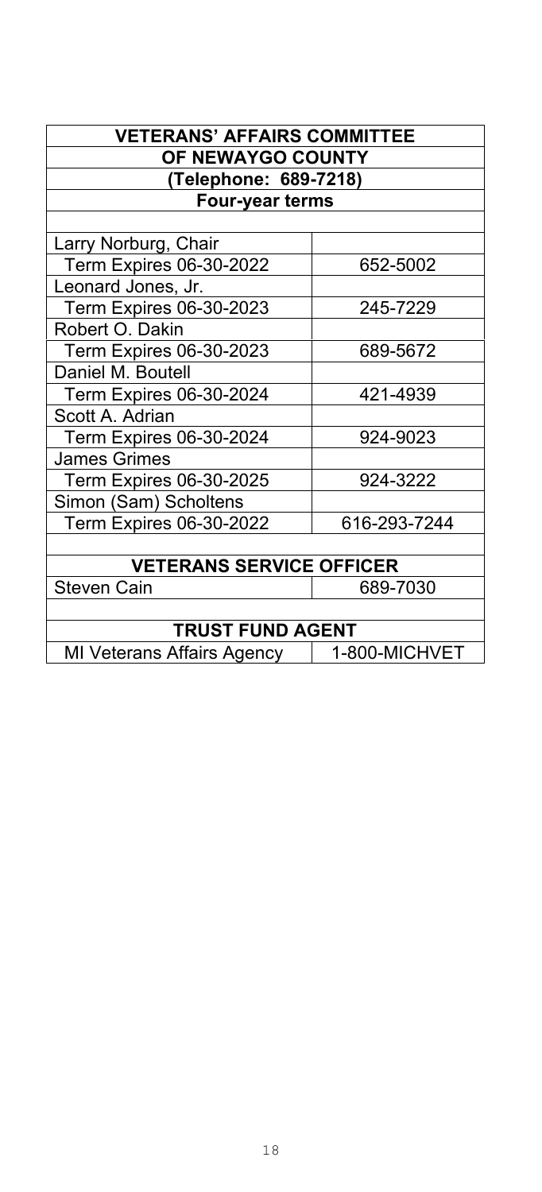| VETERANS' AFFAIRS COMMITTEE OF NEWAYGO COUNTY (Telephone: 689-7218) Four-year terms | |
|---|---|
| Larry Norburg, Chair | |
| Term Expires 06-30-2022 | 652-5002 |
| Leonard Jones, Jr. | |
| Term Expires 06-30-2023 | 245-7229 |
| Robert O. Dakin | |
| Term Expires 06-30-2023 | 689-5672 |
| Daniel M. Boutell | |
| Term Expires 06-30-2024 | 421-4939 |
| Scott A. Adrian | |
| Term Expires 06-30-2024 | 924-9023 |
| James Grimes | |
| Term Expires 06-30-2025 | 924-3222 |
| Simon (Sam) Scholtens | |
| Term Expires 06-30-2022 | 616-293-7244 |

| VETERANS SERVICE OFFICER | |
|---|---|
| Steven Cain | 689-7030 |

| TRUST FUND AGENT | |
|---|---|
| MI Veterans Affairs Agency | 1-800-MICHVET |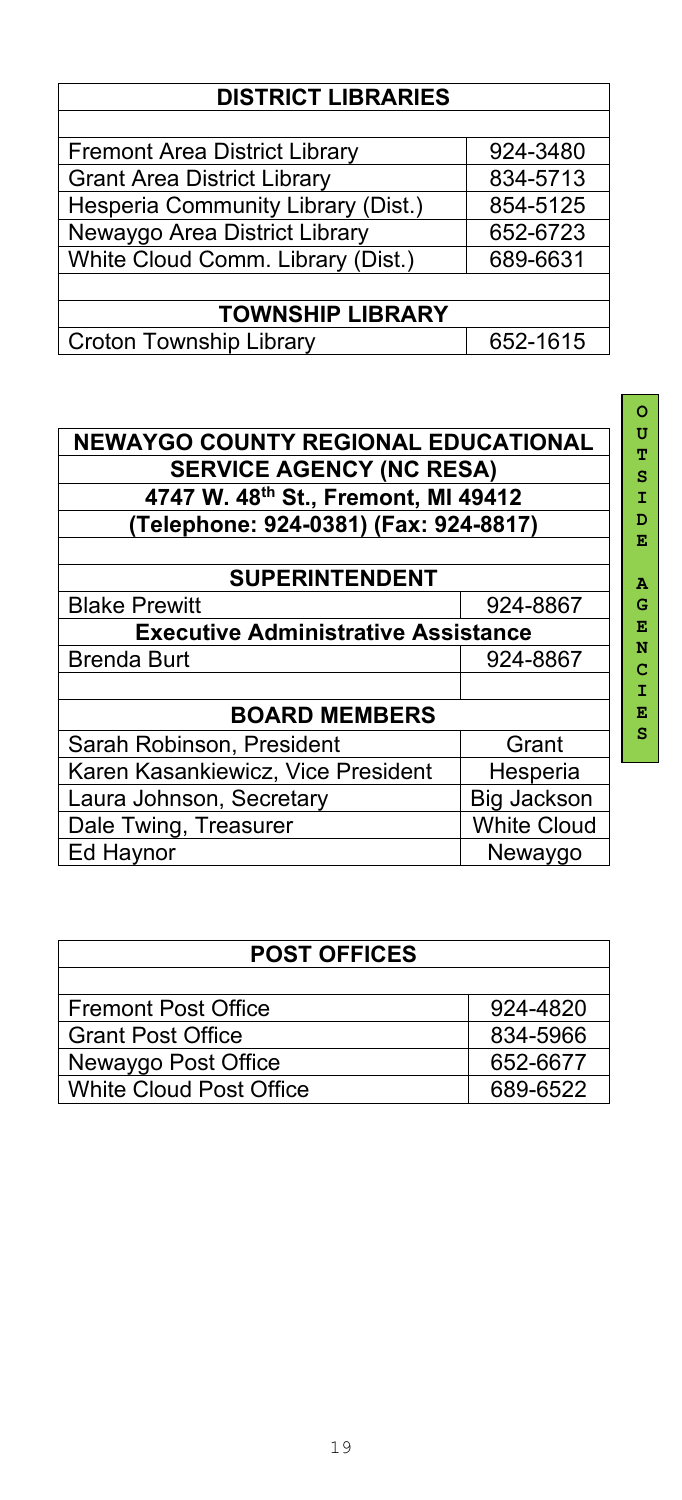| DISTRICT LIBRARIES | |
|---|---|
| | |
| Fremont Area District Library | 924-3480 |
| Grant Area District Library | 834-5713 |
| Hesperia Community Library (Dist.) | 854-5125 |
| Newaygo Area District Library | 652-6723 |
| White Cloud Comm. Library (Dist.) | 689-6631 |
| | |
| **TOWNSHIP LIBRARY** | |
| Croton Township Library | 652-1615 |

OUTSIDE AGENCIES

| NEWAYGO COUNTY REGIONAL EDUCATIONAL SERVICE AGENCY (NC RESA) | |
|---|---|
| 4747 W. 48th St., Fremont, MI 49412 | |
| (Telephone: 924-0381) (Fax: 924-8817) | |
| | |
| **SUPERINTENDENT** | |
| Blake Prewitt | 924-8867 |
| **Executive Administrative Assistance** | |
| Brenda Burt | 924-8867 |
| | |
| **BOARD MEMBERS** | |
| Sarah Robinson, President | Grant |
| Karen Kasankiewicz, Vice President | Hesperia |
| Laura Johnson, Secretary | Big Jackson |
| Dale Twing, Treasurer | White Cloud |
| Ed Haynor | Newaygo |

| POST OFFICES | |
|---|---|
| | |
| Fremont Post Office | 924-4820 |
| Grant Post Office | 834-5966 |
| Newaygo Post Office | 652-6677 |
| White Cloud Post Office | 689-6522 |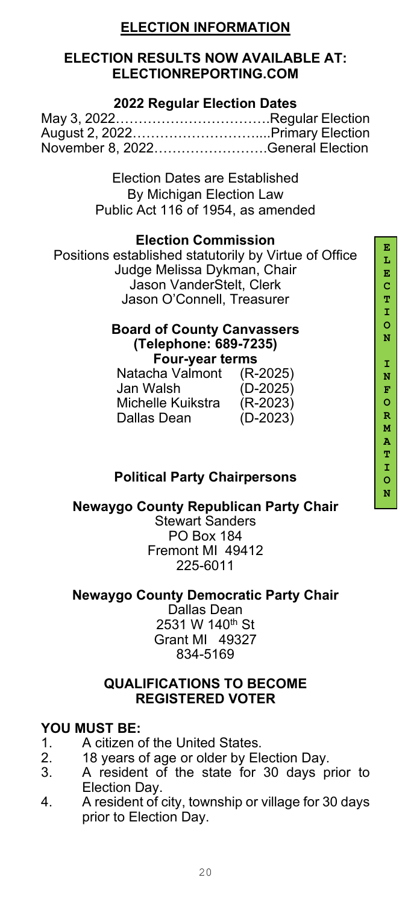## ELECTION INFORMATION

### ELECTION RESULTS NOW AVAILABLE AT: ELECTIONREPORTING.COM

**2022 Regular Election Dates**

May 3, 2022……………………………Regular Election
August 2, 2022………………………...Primary Election
November 8, 2022…………………….General Election

Election Dates are Established
By Michigan Election Law
Public Act 116 of 1954, as amended

**Election Commission**

Positions established statutorily by Virtue of Office
Judge Melissa Dykman, Chair
Jason VanderStelt, Clerk
Jason O'Connell, Treasurer

**Board of County Canvassers**
**(Telephone: 689-7235)**
**Four-year terms**

| | |
|---|---|
| Natacha Valmont | (R-2025) |
| Jan Walsh | (D-2025) |
| Michelle Kuikstra | (R-2023) |
| Dallas Dean | (D-2023) |

**Political Party Chairpersons**

**Newaygo County Republican Party Chair**
Stewart Sanders
PO Box 184
Fremont MI 49412
225-6011

**Newaygo County Democratic Party Chair**
Dallas Dean
2531 W 140th St
Grant MI 49327
834-5169

**QUALIFICATIONS TO BECOME REGISTERED VOTER**

**YOU MUST BE:**

1. A citizen of the United States.
2. 18 years of age or older by Election Day.
3. A resident of the state for 30 days prior to Election Day.
4. A resident of city, township or village for 30 days prior to Election Day.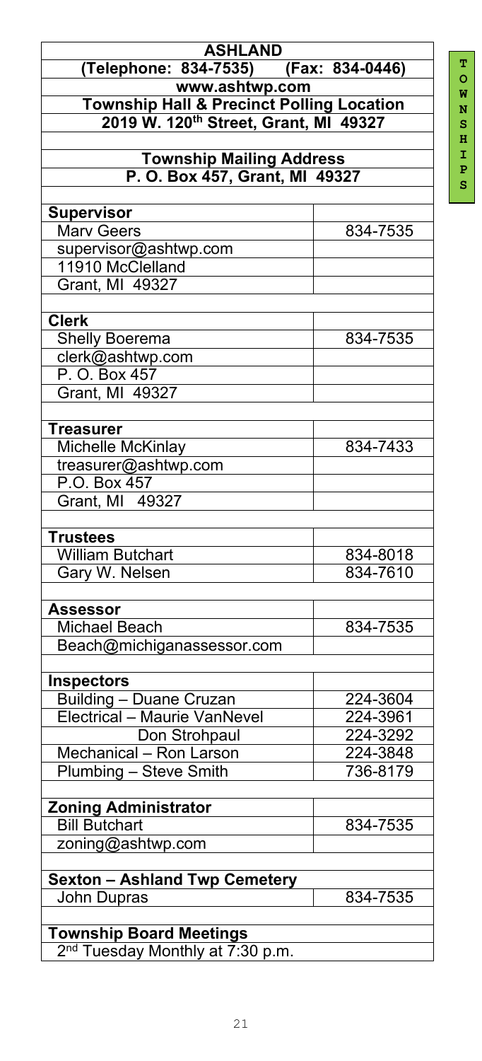| ASHLAND | |
|---|---|
| (Telephone: 834-7535) | (Fax: 834-0446) |
| www.ashtwp.com | |
| **Township Hall & Precinct Polling Location** | |
| **2019 W. 120th Street, Grant, MI 49327** | |
| | |
| **Township Mailing Address** | |
| **P. O. Box 457, Grant, MI 49327** | |
| | |
| **Supervisor** | |
| Marv Geers | 834-7535 |
| supervisor@ashtwp.com | |
| 11910 McClelland | |
| Grant, MI 49327 | |
| | |
| **Clerk** | |
| Shelly Boerema | 834-7535 |
| clerk@ashtwp.com | |
| P. O. Box 457 | |
| Grant, MI 49327 | |
| | |
| **Treasurer** | |
| Michelle McKinlay | 834-7433 |
| treasurer@ashtwp.com | |
| P.O. Box 457 | |
| Grant, MI 49327 | |
| | |
| **Trustees** | |
| William Butchart | 834-8018 |
| Gary W. Nelsen | 834-7610 |
| | |
| **Assessor** | |
| Michael Beach | 834-7535 |
| Beach@michiganassessor.com | |
| | |
| **Inspectors** | |
| Building – Duane Cruzan | 224-3604 |
| Electrical – Maurie VanNevel | 224-3961 |
| Don Strohpaul | 224-3292 |
| Mechanical – Ron Larson | 224-3848 |
| Plumbing – Steve Smith | 736-8179 |
| | |
| **Zoning Administrator** | |
| Bill Butchart | 834-7535 |
| zoning@ashtwp.com | |
| | |
| **Sexton – Ashland Twp Cemetery** | |
| John Dupras | 834-7535 |
| | |
| **Township Board Meetings** | |
| 2nd Tuesday Monthly at 7:30 p.m. | |

TOWNSHIPS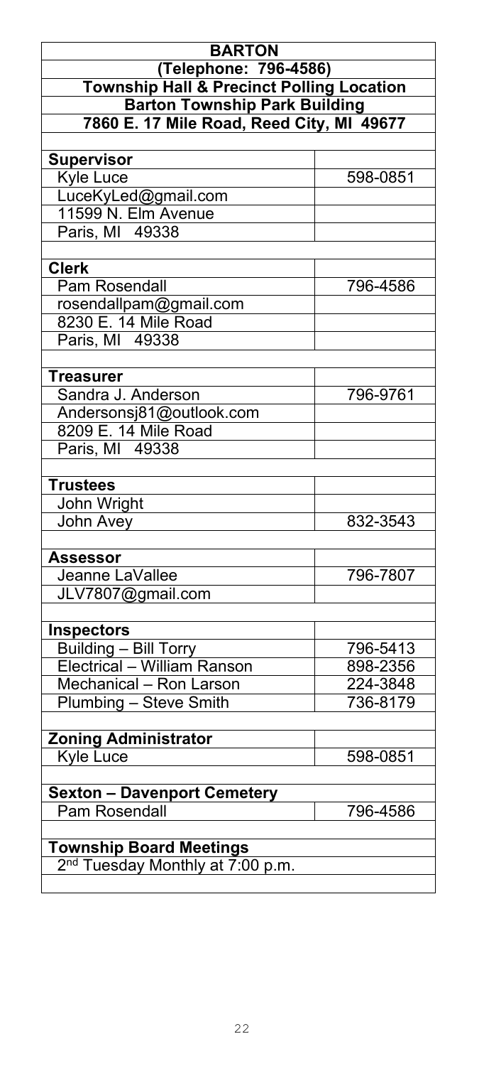| BARTON | |
|---|---|
| (Telephone: 796-4586) | |
| Township Hall & Precinct Polling Location | |
| Barton Township Park Building | |
| 7860 E. 17 Mile Road, Reed City, MI 49677 | |
| | |
| **Supervisor** | |
| Kyle Luce | 598-0851 |
| LuceKyLed@gmail.com | |
| 11599 N. Elm Avenue | |
| Paris, MI 49338 | |
| | |
| **Clerk** | |
| Pam Rosendall | 796-4586 |
| rosendallpam@gmail.com | |
| 8230 E. 14 Mile Road | |
| Paris, MI 49338 | |
| | |
| **Treasurer** | |
| Sandra J. Anderson | 796-9761 |
| Andersonsj81@outlook.com | |
| 8209 E. 14 Mile Road | |
| Paris, MI 49338 | |
| | |
| **Trustees** | |
| John Wright | |
| John Avey | 832-3543 |
| | |
| **Assessor** | |
| Jeanne LaVallee | 796-7807 |
| JLV7807@gmail.com | |
| | |
| **Inspectors** | |
| Building – Bill Torry | 796-5413 |
| Electrical – William Ranson | 898-2356 |
| Mechanical – Ron Larson | 224-3848 |
| Plumbing – Steve Smith | 736-8179 |
| | |
| **Zoning Administrator** | |
| Kyle Luce | 598-0851 |
| | |
| **Sexton – Davenport Cemetery** | |
| Pam Rosendall | 796-4586 |
| | |
| **Township Board Meetings** | |
| 2nd Tuesday Monthly at 7:00 p.m. | |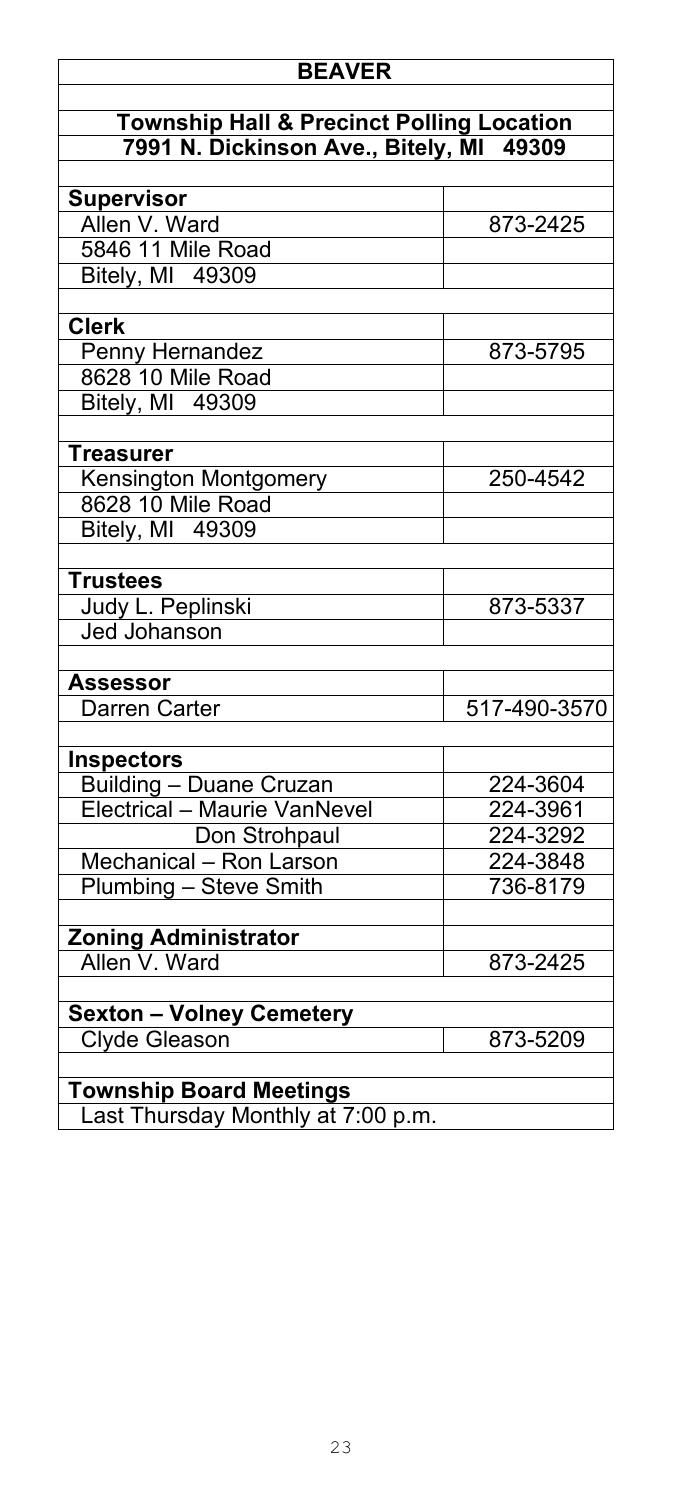# BEAVER

## Township Hall & Precinct Polling Location
## 7991 N. Dickinson Ave., Bitely, MI 49309

| | |
|---|---|
| **Supervisor** | |
| Allen V. Ward | 873-2425 |
| 5846 11 Mile Road | |
| Bitely, MI 49309 | |
| | |
| **Clerk** | |
| Penny Hernandez | 873-5795 |
| 8628 10 Mile Road | |
| Bitely, MI 49309 | |
| | |
| **Treasurer** | |
| Kensington Montgomery | 250-4542 |
| 8628 10 Mile Road | |
| Bitely, MI 49309 | |
| | |
| **Trustees** | |
| Judy L. Peplinski | 873-5337 |
| Jed Johanson | |
| | |
| **Assessor** | |
| Darren Carter | 517-490-3570 |
| | |
| **Inspectors** | |
| Building – Duane Cruzan | 224-3604 |
| Electrical – Maurie VanNevel | 224-3961 |
| Don Strohpaul | 224-3292 |
| Mechanical – Ron Larson | 224-3848 |
| Plumbing – Steve Smith | 736-8179 |
| | |
| **Zoning Administrator** | |
| Allen V. Ward | 873-2425 |
| | |
| **Sexton – Volney Cemetery** | |
| Clyde Gleason | 873-5209 |

**Township Board Meetings**

Last Thursday Monthly at 7:00 p.m.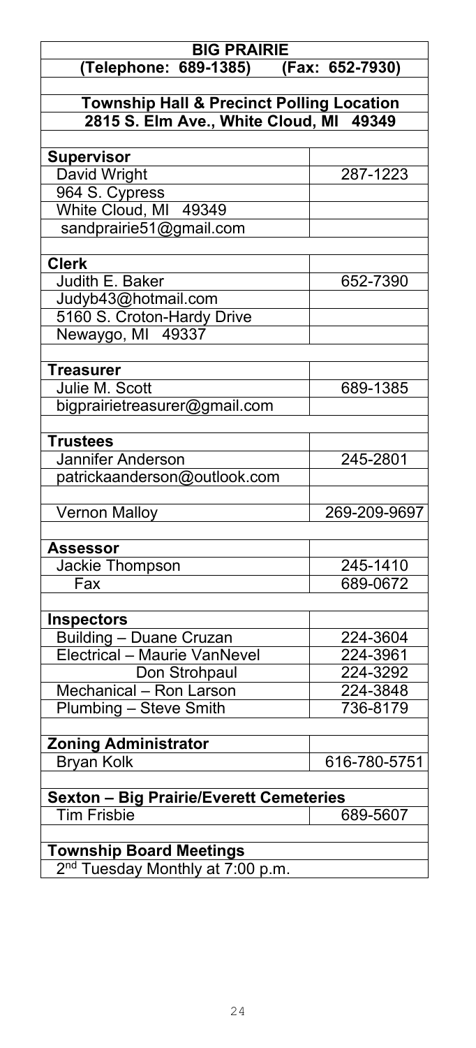| BIG PRAIRIE | |
|---|---|
| (Telephone: 689-1385) (Fax: 652-7930) | |
| | |
| **Township Hall & Precinct Polling Location** | |
| **2815 S. Elm Ave., White Cloud, MI 49349** | |
| | |
| **Supervisor** | |
| David Wright | 287-1223 |
| 964 S. Cypress | |
| White Cloud, MI 49349 | |
| sandprairie51@gmail.com | |
| | |
| **Clerk** | |
| Judith E. Baker | 652-7390 |
| Judyb43@hotmail.com | |
| 5160 S. Croton-Hardy Drive | |
| Newaygo, MI 49337 | |
| | |
| **Treasurer** | |
| Julie M. Scott | 689-1385 |
| bigprairietreasurer@gmail.com | |
| | |
| **Trustees** | |
| Jannifer Anderson | 245-2801 |
| patrickaanderson@outlook.com | |
| | |
| Vernon Malloy | 269-209-9697 |
| | |
| **Assessor** | |
| Jackie Thompson | 245-1410 |
| Fax | 689-0672 |
| | |
| **Inspectors** | |
| Building – Duane Cruzan | 224-3604 |
| Electrical – Maurie VanNevel | 224-3961 |
| Don Strohpaul | 224-3292 |
| Mechanical – Ron Larson | 224-3848 |
| Plumbing – Steve Smith | 736-8179 |
| | |
| **Zoning Administrator** | |
| Bryan Kolk | 616-780-5751 |
| | |
| **Sexton – Big Prairie/Everett Cemeteries** | |
| Tim Frisbie | 689-5607 |
| | |
| **Township Board Meetings** | |
| 2nd Tuesday Monthly at 7:00 p.m. | |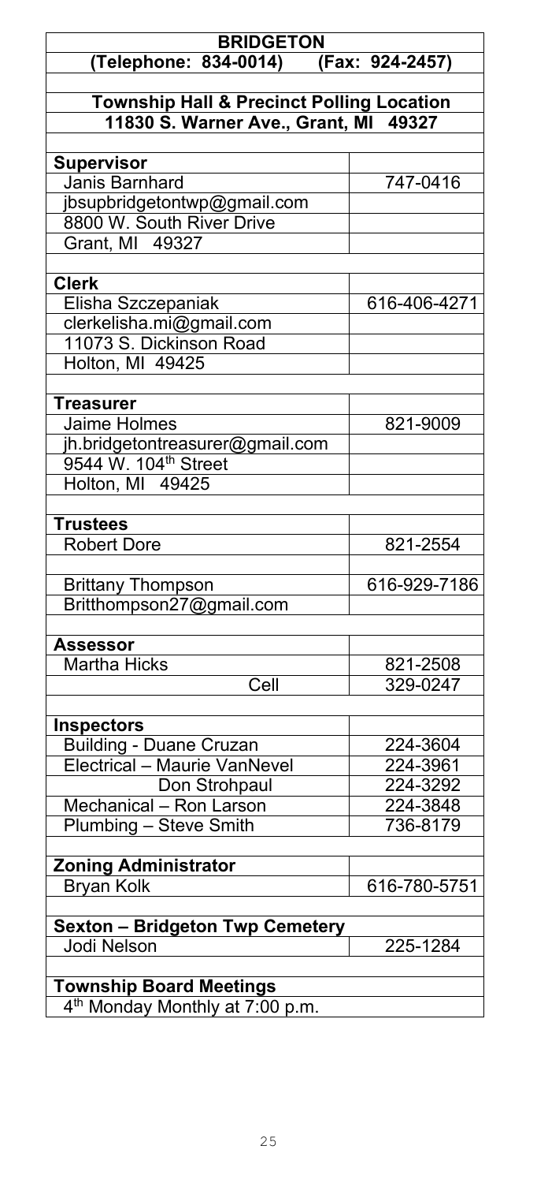| BRIDGETON | |
|---|---|
| (Telephone: 834-0014) (Fax: 924-2457) | |
| | |
| **Township Hall & Precinct Polling Location** | |
| **11830 S. Warner Ave., Grant, MI 49327** | |
| | |
| **Supervisor** | |
| Janis Barnhard | 747-0416 |
| jbsupbridgetontwp@gmail.com | |
| 8800 W. South River Drive | |
| Grant, MI 49327 | |
| | |
| **Clerk** | |
| Elisha Szczepaniak | 616-406-4271 |
| clerkelisha.mi@gmail.com | |
| 11073 S. Dickinson Road | |
| Holton, MI 49425 | |
| | |
| **Treasurer** | |
| Jaime Holmes | 821-9009 |
| jh.bridgetontreasurer@gmail.com | |
| 9544 W. 104th Street | |
| Holton, MI 49425 | |
| | |
| **Trustees** | |
| Robert Dore | 821-2554 |
| | |
| Brittany Thompson | 616-929-7186 |
| Britthompson27@gmail.com | |
| | |
| **Assessor** | |
| Martha Hicks | 821-2508 |
| Cell | 329-0247 |
| | |
| **Inspectors** | |
| Building - Duane Cruzan | 224-3604 |
| Electrical – Maurie VanNevel | 224-3961 |
| Don Strohpaul | 224-3292 |
| Mechanical – Ron Larson | 224-3848 |
| Plumbing – Steve Smith | 736-8179 |
| | |
| **Zoning Administrator** | |
| Bryan Kolk | 616-780-5751 |
| | |
| **Sexton – Bridgeton Twp Cemetery** | |
| Jodi Nelson | 225-1284 |
| | |
| **Township Board Meetings** | |
| 4th Monday Monthly at 7:00 p.m. | |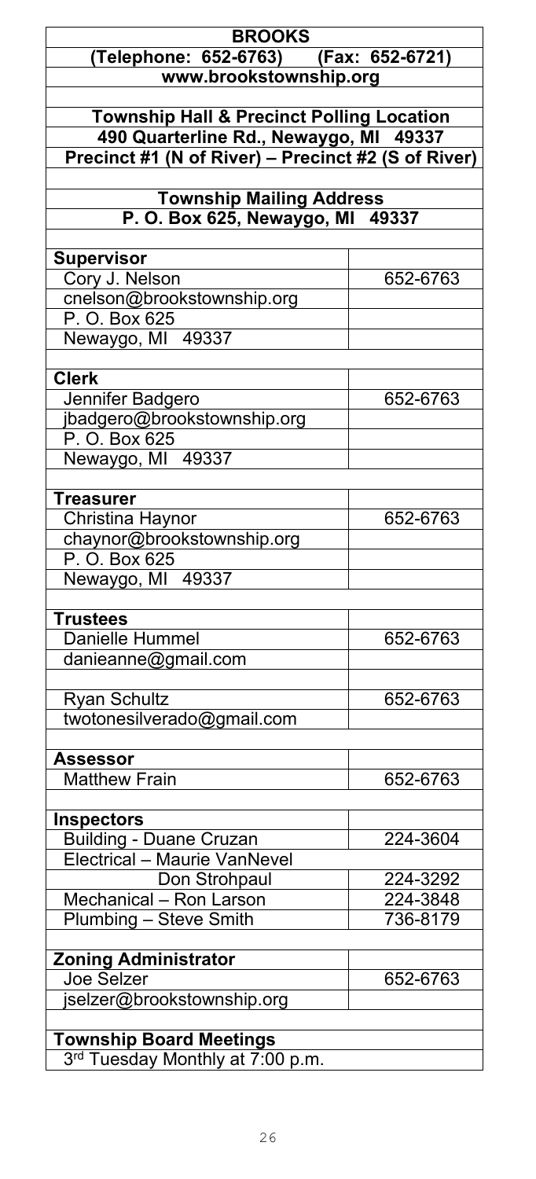# BROOKS

**(Telephone: 652-6763) (Fax: 652-6721)**

**www.brookstownship.org**

**Township Hall & Precinct Polling Location**

**490 Quarterline Rd., Newaygo, MI 49337**

**Precinct #1 (N of River) – Precinct #2 (S of River)**

**Township Mailing Address**

**P. O. Box 625, Newaygo, MI 49337**

| | |
|---|---|
| **Supervisor** | |
| Cory J. Nelson | 652-6763 |
| cnelson@brookstownship.org | |
| P. O. Box 625 | |
| Newaygo, MI 49337 | |
| | |
| **Clerk** | |
| Jennifer Badgero | 652-6763 |
| jbadgero@brookstownship.org | |
| P. O. Box 625 | |
| Newaygo, MI 49337 | |
| | |
| **Treasurer** | |
| Christina Haynor | 652-6763 |
| chaynor@brookstownship.org | |
| P. O. Box 625 | |
| Newaygo, MI 49337 | |
| | |
| **Trustees** | |
| Danielle Hummel | 652-6763 |
| danieanne@gmail.com | |
| | |
| Ryan Schultz | 652-6763 |
| twotonesilverado@gmail.com | |
| | |
| **Assessor** | |
| Matthew Frain | 652-6763 |
| | |
| **Inspectors** | |
| Building - Duane Cruzan | 224-3604 |
| Electrical – Maurie VanNevel | |
| Don Strohpaul | 224-3292 |
| Mechanical – Ron Larson | 224-3848 |
| Plumbing – Steve Smith | 736-8179 |
| | |
| **Zoning Administrator** | |
| Joe Selzer | 652-6763 |
| jselzer@brookstownship.org | |

**Township Board Meetings**

3rd Tuesday Monthly at 7:00 p.m.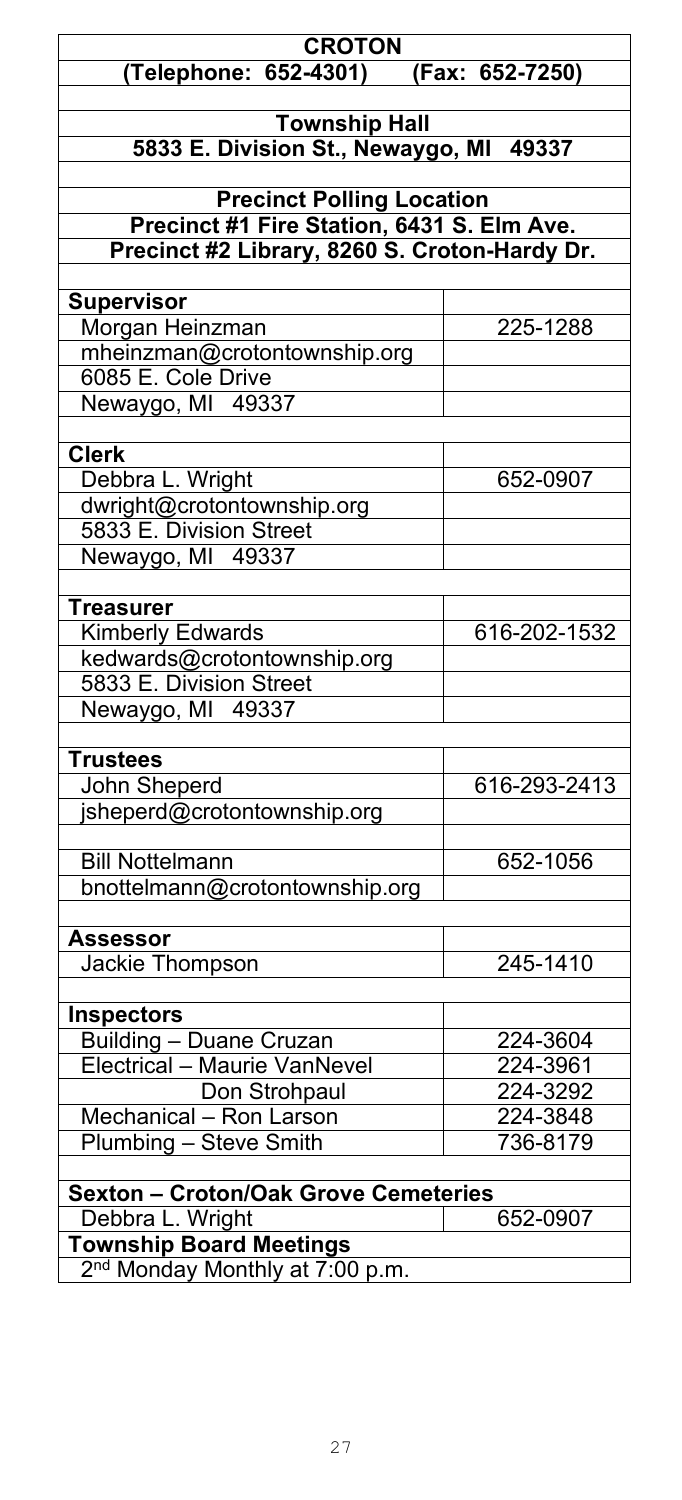# CROTON

**(Telephone: 652-4301) (Fax: 652-7250)**

**Township Hall**
**5833 E. Division St., Newaygo, MI 49337**

**Precinct Polling Location**
**Precinct #1 Fire Station, 6431 S. Elm Ave.**
**Precinct #2 Library, 8260 S. Croton-Hardy Dr.**

| | |
|---|---|
| **Supervisor** | |
| Morgan Heinzman | 225-1288 |
| mheinzman@crotontownship.org | |
| 6085 E. Cole Drive | |
| Newaygo, MI 49337 | |
| | |
| **Clerk** | |
| Debbra L. Wright | 652-0907 |
| dwright@crotontownship.org | |
| 5833 E. Division Street | |
| Newaygo, MI 49337 | |
| | |
| **Treasurer** | |
| Kimberly Edwards | 616-202-1532 |
| kedwards@crotontownship.org | |
| 5833 E. Division Street | |
| Newaygo, MI 49337 | |
| | |
| **Trustees** | |
| John Sheperd | 616-293-2413 |
| jsheperd@crotontownship.org | |
| | |
| Bill Nottelmann | 652-1056 |
| bnottelmann@crotontownship.org | |
| | |
| **Assessor** | |
| Jackie Thompson | 245-1410 |
| | |
| **Inspectors** | |
| Building – Duane Cruzan | 224-3604 |
| Electrical – Maurie VanNevel | 224-3961 |
| Don Strohpaul | 224-3292 |
| Mechanical – Ron Larson | 224-3848 |
| Plumbing – Steve Smith | 736-8179 |
| | |
| **Sexton – Croton/Oak Grove Cemeteries** | |
| Debbra L. Wright | 652-0907 |
| **Township Board Meetings** | |
| 2nd Monday Monthly at 7:00 p.m. | |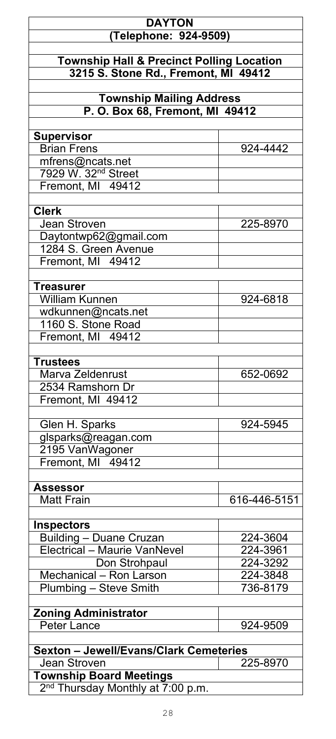## DAYTON

**(Telephone: 924-9509)**

**Township Hall & Precinct Polling Location**
**3215 S. Stone Rd., Fremont, MI 49412**

**Township Mailing Address**
**P. O. Box 68, Fremont, MI 49412**

| | |
|---|---|
| **Supervisor** | |
| Brian Frens | 924-4442 |
| mfrens@ncats.net | |
| 7929 W. 32nd Street | |
| Fremont, MI 49412 | |
| | |
| **Clerk** | |
| Jean Stroven | 225-8970 |
| Daytontwp62@gmail.com | |
| 1284 S. Green Avenue | |
| Fremont, MI 49412 | |
| | |
| **Treasurer** | |
| William Kunnen | 924-6818 |
| wdkunnen@ncats.net | |
| 1160 S. Stone Road | |
| Fremont, MI 49412 | |
| | |
| **Trustees** | |
| Marva Zeldenrust | 652-0692 |
| 2534 Ramshorn Dr | |
| Fremont, MI 49412 | |
| | |
| Glen H. Sparks | 924-5945 |
| glsparks@reagan.com | |
| 2195 VanWagoner | |
| Fremont, MI 49412 | |
| | |
| **Assessor** | |
| Matt Frain | 616-446-5151 |
| | |
| **Inspectors** | |
| Building – Duane Cruzan | 224-3604 |
| Electrical – Maurie VanNevel | 224-3961 |
| Don Strohpaul | 224-3292 |
| Mechanical – Ron Larson | 224-3848 |
| Plumbing – Steve Smith | 736-8179 |
| | |
| **Zoning Administrator** | |
| Peter Lance | 924-9509 |

**Sexton – Jewell/Evans/Clark Cemeteries**

| | |
|---|---|
| Jean Stroven | 225-8970 |

**Township Board Meetings**

2nd Thursday Monthly at 7:00 p.m.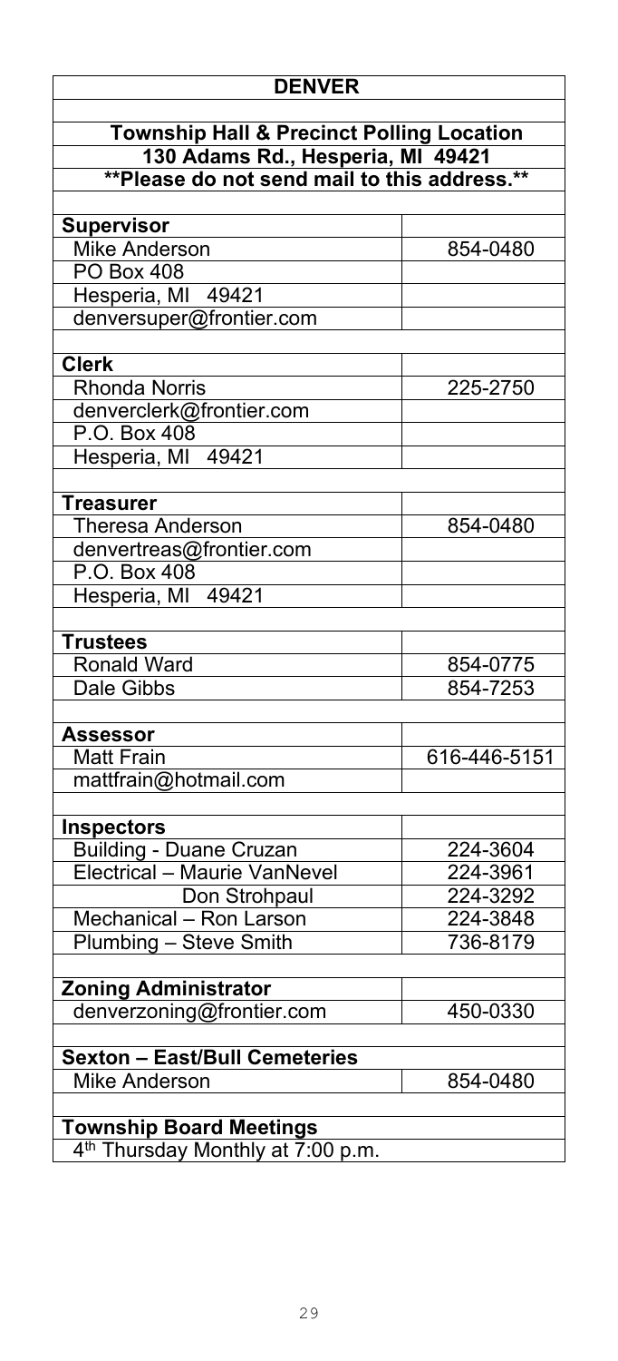# DENVER

**Township Hall & Precinct Polling Location**
**130 Adams Rd., Hesperia, MI 49421**
**\*\*Please do not send mail to this address.\*\***

| **Supervisor** | |
|---|---|
| Mike Anderson | 854-0480 |
| PO Box 408 | |
| Hesperia, MI 49421 | |
| denversuper@frontier.com | |
| | |
| **Clerk** | |
| Rhonda Norris | 225-2750 |
| denverclerk@frontier.com | |
| P.O. Box 408 | |
| Hesperia, MI 49421 | |
| | |
| **Treasurer** | |
| Theresa Anderson | 854-0480 |
| denvertreas@frontier.com | |
| P.O. Box 408 | |
| Hesperia, MI 49421 | |
| | |
| **Trustees** | |
| Ronald Ward | 854-0775 |
| Dale Gibbs | 854-7253 |
| | |
| **Assessor** | |
| Matt Frain | 616-446-5151 |
| mattfrain@hotmail.com | |
| | |
| **Inspectors** | |
| Building - Duane Cruzan | 224-3604 |
| Electrical – Maurie VanNevel | 224-3961 |
| Don Strohpaul | 224-3292 |
| Mechanical – Ron Larson | 224-3848 |
| Plumbing – Steve Smith | 736-8179 |
| | |
| **Zoning Administrator** | |
| denverzoning@frontier.com | 450-0330 |
| | |
| **Sexton – East/Bull Cemeteries** | |
| Mike Anderson | 854-0480 |

**Township Board Meetings**

4th Thursday Monthly at 7:00 p.m.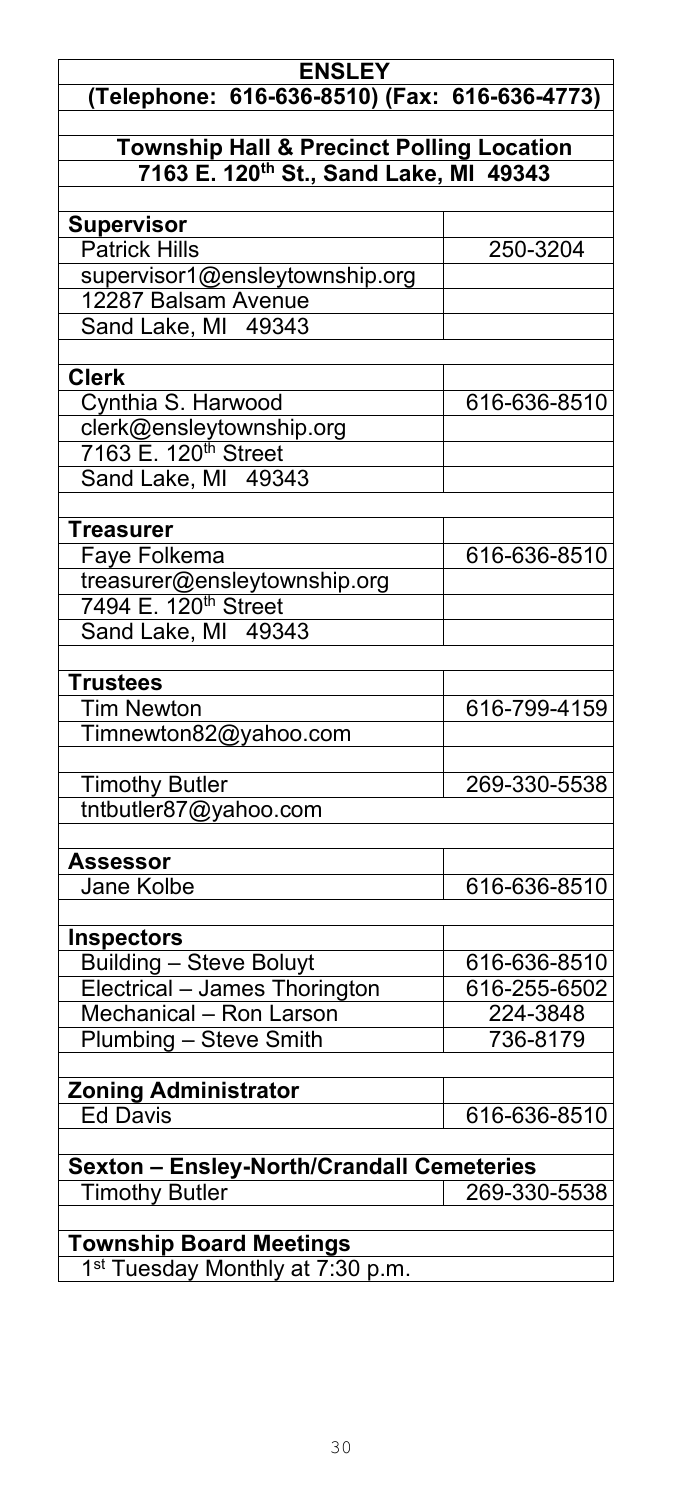| ENSLEY | |
|---|---|
| (Telephone: 616-636-8510) (Fax: 616-636-4773) | |
| | |
| **Township Hall & Precinct Polling Location** | |
| **7163 E. 120th St., Sand Lake, MI 49343** | |
| | |
| **Supervisor** | |
| Patrick Hills | 250-3204 |
| supervisor1@ensleytownship.org | |
| 12287 Balsam Avenue | |
| Sand Lake, MI 49343 | |
| | |
| **Clerk** | |
| Cynthia S. Harwood | 616-636-8510 |
| clerk@ensleytownship.org | |
| 7163 E. 120th Street | |
| Sand Lake, MI 49343 | |
| | |
| **Treasurer** | |
| Faye Folkema | 616-636-8510 |
| treasurer@ensleytownship.org | |
| 7494 E. 120th Street | |
| Sand Lake, MI 49343 | |
| | |
| **Trustees** | |
| Tim Newton | 616-799-4159 |
| Timnewton82@yahoo.com | |
| | |
| Timothy Butler | 269-330-5538 |
| tntbutler87@yahoo.com | |
| | |
| **Assessor** | |
| Jane Kolbe | 616-636-8510 |
| | |
| **Inspectors** | |
| Building – Steve Boluyt | 616-636-8510 |
| Electrical – James Thorington | 616-255-6502 |
| Mechanical – Ron Larson | 224-3848 |
| Plumbing – Steve Smith | 736-8179 |
| | |
| **Zoning Administrator** | |
| Ed Davis | 616-636-8510 |
| | |
| **Sexton – Ensley-North/Crandall Cemeteries** | |
| Timothy Butler | 269-330-5538 |
| | |
| **Township Board Meetings** | |
| 1st Tuesday Monthly at 7:30 p.m. | |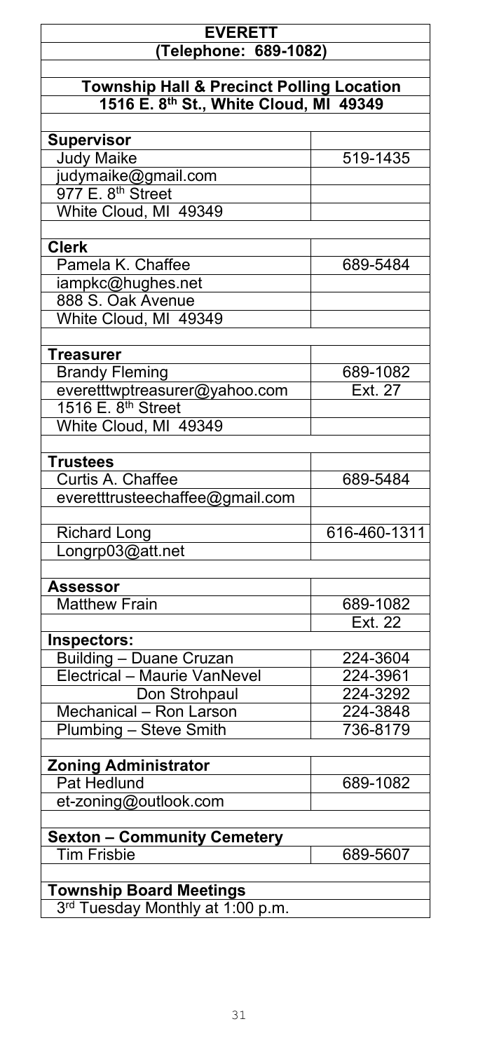| EVERETT | |
|---|---|
| (Telephone: 689-1082) | |
| | |
| **Township Hall & Precinct Polling Location** | |
| **1516 E. 8th St., White Cloud, MI 49349** | |
| | |
| **Supervisor** | |
| Judy Maike | 519-1435 |
| judymaike@gmail.com | |
| 977 E. 8th Street | |
| White Cloud, MI 49349 | |
| | |
| **Clerk** | |
| Pamela K. Chaffee | 689-5484 |
| iampkc@hughes.net | |
| 888 S. Oak Avenue | |
| White Cloud, MI 49349 | |
| | |
| **Treasurer** | |
| Brandy Fleming | 689-1082 |
| everetttwptreasurer@yahoo.com | Ext. 27 |
| 1516 E. 8th Street | |
| White Cloud, MI 49349 | |
| | |
| **Trustees** | |
| Curtis A. Chaffee | 689-5484 |
| everetttrusteechaffee@gmail.com | |
| | |
| Richard Long | 616-460-1311 |
| Longrp03@att.net | |
| | |
| **Assessor** | |
| Matthew Frain | 689-1082 |
| | Ext. 22 |
| **Inspectors:** | |
| Building – Duane Cruzan | 224-3604 |
| Electrical – Maurie VanNevel | 224-3961 |
| Don Strohpaul | 224-3292 |
| Mechanical – Ron Larson | 224-3848 |
| Plumbing – Steve Smith | 736-8179 |
| | |
| **Zoning Administrator** | |
| Pat Hedlund | 689-1082 |
| et-zoning@outlook.com | |
| | |
| **Sexton – Community Cemetery** | |
| Tim Frisbie | 689-5607 |
| | |
| **Township Board Meetings** | |
| 3rd Tuesday Monthly at 1:00 p.m. | |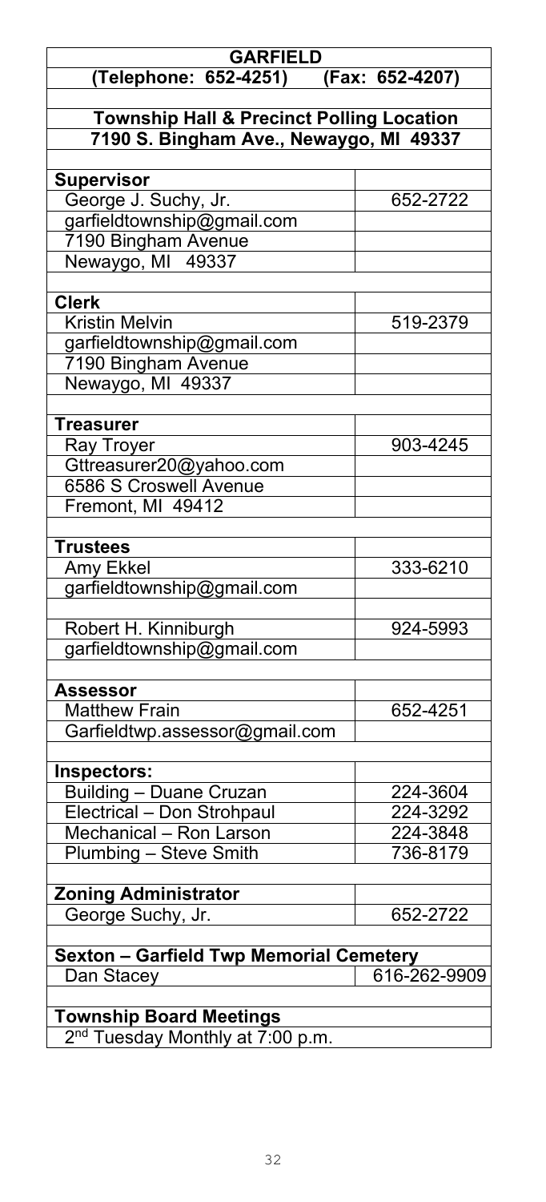| GARFIELD | |
|---|---|
| (Telephone: 652-4251) | (Fax: 652-4207) |
| | |
| **Township Hall & Precinct Polling Location** | |
| **7190 S. Bingham Ave., Newaygo, MI 49337** | |
| | |
| **Supervisor** | |
| George J. Suchy, Jr. | 652-2722 |
| garfieldtownship@gmail.com | |
| 7190 Bingham Avenue | |
| Newaygo, MI 49337 | |
| | |
| **Clerk** | |
| Kristin Melvin | 519-2379 |
| garfieldtownship@gmail.com | |
| 7190 Bingham Avenue | |
| Newaygo, MI 49337 | |
| | |
| **Treasurer** | |
| Ray Troyer | 903-4245 |
| Gttreasurer20@yahoo.com | |
| 6586 S Croswell Avenue | |
| Fremont, MI 49412 | |
| | |
| **Trustees** | |
| Amy Ekkel | 333-6210 |
| garfieldtownship@gmail.com | |
| | |
| Robert H. Kinniburgh | 924-5993 |
| garfieldtownship@gmail.com | |
| | |
| **Assessor** | |
| Matthew Frain | 652-4251 |
| Garfieldtwp.assessor@gmail.com | |
| | |
| **Inspectors:** | |
| Building – Duane Cruzan | 224-3604 |
| Electrical – Don Strohpaul | 224-3292 |
| Mechanical – Ron Larson | 224-3848 |
| Plumbing – Steve Smith | 736-8179 |
| | |
| **Zoning Administrator** | |
| George Suchy, Jr. | 652-2722 |
| | |
| **Sexton – Garfield Twp Memorial Cemetery** | |
| Dan Stacey | 616-262-9909 |
| | |
| **Township Board Meetings** | |
| 2nd Tuesday Monthly at 7:00 p.m. | |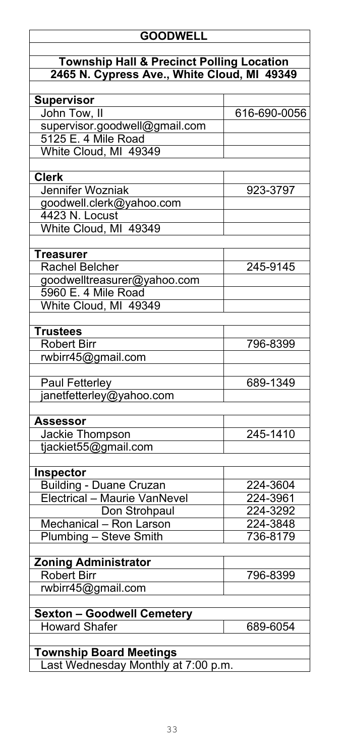# GOODWELL

## Township Hall & Precinct Polling Location

**2465 N. Cypress Ave., White Cloud, MI 49349**

| **Supervisor** | |
|---|---|
| John Tow, II | 616-690-0056 |
| supervisor.goodwell@gmail.com | |
| 5125 E. 4 Mile Road | |
| White Cloud, MI 49349 | |
| | |
| **Clerk** | |
| Jennifer Wozniak | 923-3797 |
| goodwell.clerk@yahoo.com | |
| 4423 N. Locust | |
| White Cloud, MI 49349 | |
| | |
| **Treasurer** | |
| Rachel Belcher | 245-9145 |
| goodwelltreasurer@yahoo.com | |
| 5960 E. 4 Mile Road | |
| White Cloud, MI 49349 | |
| | |
| **Trustees** | |
| Robert Birr | 796-8399 |
| rwbirr45@gmail.com | |
| | |
| Paul Fetterley | 689-1349 |
| janetfetterley@yahoo.com | |
| | |
| **Assessor** | |
| Jackie Thompson | 245-1410 |
| tjackiet55@gmail.com | |
| | |
| **Inspector** | |
| Building - Duane Cruzan | 224-3604 |
| Electrical – Maurie VanNevel | 224-3961 |
| Don Strohpaul | 224-3292 |
| Mechanical – Ron Larson | 224-3848 |
| Plumbing – Steve Smith | 736-8179 |
| | |
| **Zoning Administrator** | |
| Robert Birr | 796-8399 |
| rwbirr45@gmail.com | |
| | |
| **Sexton – Goodwell Cemetery** | |
| Howard Shafer | 689-6054 |

**Township Board Meetings**

Last Wednesday Monthly at 7:00 p.m.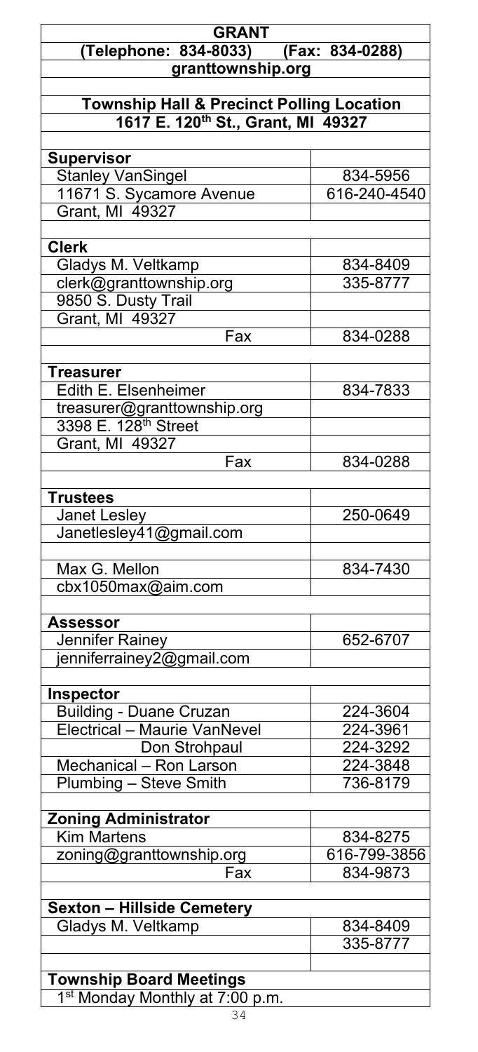| GRANT | |
|---|---|
| (Telephone: 834-8033) | (Fax: 834-0288) |
| granttownship.org | |
| | |
| **Township Hall & Precinct Polling Location** | |
| **1617 E. 120th St., Grant, MI 49327** | |
| | |
| **Supervisor** | |
| Stanley VanSingel | 834-5956 |
| 11671 S. Sycamore Avenue | 616-240-4540 |
| Grant, MI 49327 | |
| | |
| **Clerk** | |
| Gladys M. Veltkamp | 834-8409 |
| clerk@granttownship.org | 335-8777 |
| 9850 S. Dusty Trail | |
| Grant, MI 49327 | |
| Fax | 834-0288 |
| | |
| **Treasurer** | |
| Edith E. Elsenheimer | 834-7833 |
| treasurer@granttownship.org | |
| 3398 E. 128th Street | |
| Grant, MI 49327 | |
| Fax | 834-0288 |
| | |
| **Trustees** | |
| Janet Lesley | 250-0649 |
| Janetlesley41@gmail.com | |
| | |
| Max G. Mellon | 834-7430 |
| cbx1050max@aim.com | |
| | |
| **Assessor** | |
| Jennifer Rainey | 652-6707 |
| jenniferrainey2@gmail.com | |
| | |
| **Inspector** | |
| Building - Duane Cruzan | 224-3604 |
| Electrical – Maurie VanNevel | 224-3961 |
| Don Strohpaul | 224-3292 |
| Mechanical – Ron Larson | 224-3848 |
| Plumbing – Steve Smith | 736-8179 |
| | |
| **Zoning Administrator** | |
| Kim Martens | 834-8275 |
| zoning@granttownship.org | 616-799-3856 |
| Fax | 834-9873 |
| | |
| **Sexton – Hillside Cemetery** | |
| Gladys M. Veltkamp | 834-8409 |
| | 335-8777 |
| | |
| **Township Board Meetings** | |
| 1st Monday Monthly at 7:00 p.m. | |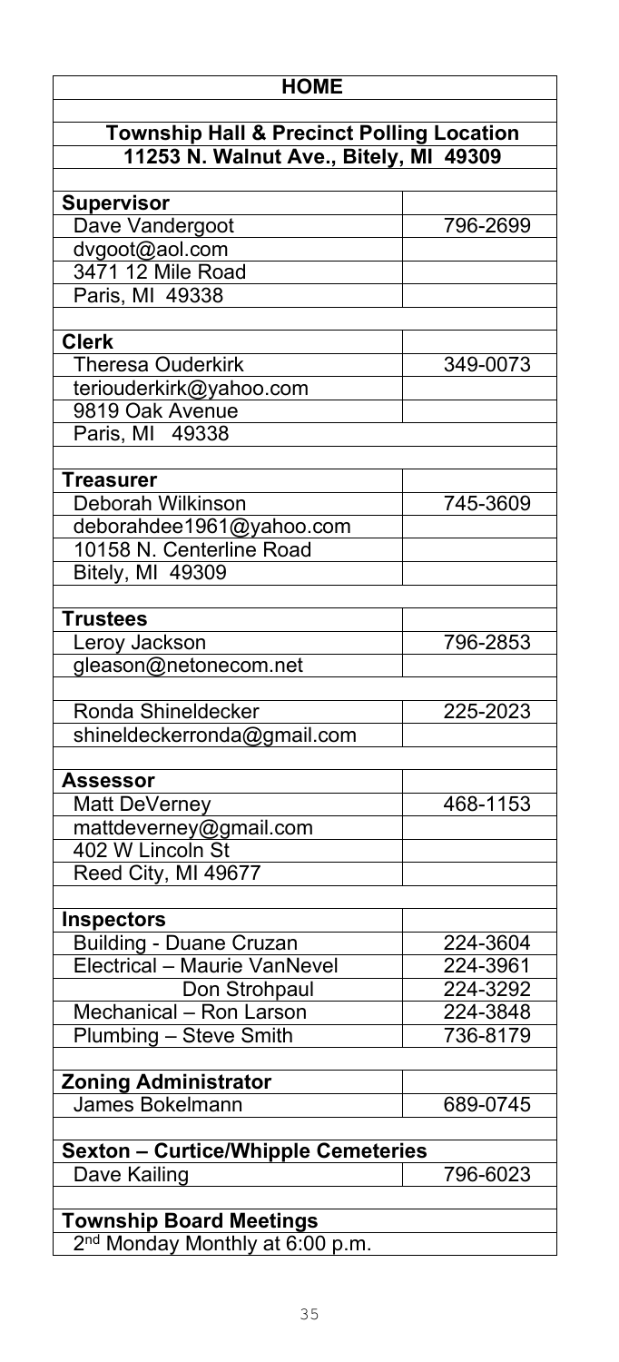# HOME

## Township Hall & Precinct Polling Location

**11253 N. Walnut Ave., Bitely, MI 49309**

| | |
|---|---|
| **Supervisor** | |
| Dave Vandergoot | 796-2699 |
| dvgoot@aol.com | |
| 3471 12 Mile Road | |
| Paris, MI 49338 | |
| | |
| **Clerk** | |
| Theresa Ouderkirk | 349-0073 |
| teriouderkirk@yahoo.com | |
| 9819 Oak Avenue | |
| Paris, MI 49338 | |
| | |
| **Treasurer** | |
| Deborah Wilkinson | 745-3609 |
| deborahdee1961@yahoo.com | |
| 10158 N. Centerline Road | |
| Bitely, MI 49309 | |
| | |
| **Trustees** | |
| Leroy Jackson | 796-2853 |
| gleason@netonecom.net | |
| | |
| Ronda Shineldecker | 225-2023 |
| shineldeckerronda@gmail.com | |
| | |
| **Assessor** | |
| Matt DeVerney | 468-1153 |
| mattdeverney@gmail.com | |
| 402 W Lincoln St | |
| Reed City, MI 49677 | |
| | |
| **Inspectors** | |
| Building - Duane Cruzan | 224-3604 |
| Electrical – Maurie VanNevel | 224-3961 |
| Don Strohpaul | 224-3292 |
| Mechanical – Ron Larson | 224-3848 |
| Plumbing – Steve Smith | 736-8179 |
| | |
| **Zoning Administrator** | |
| James Bokelmann | 689-0745 |
| | |
| **Sexton – Curtice/Whipple Cemeteries** | |
| Dave Kailing | 796-6023 |
| | |
| **Township Board Meetings** | |
| 2nd Monday Monthly at 6:00 p.m. | |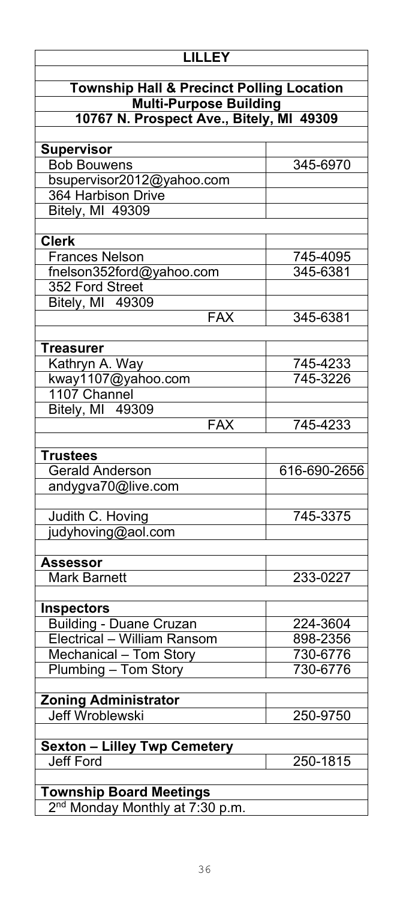# LILLEY

## Township Hall & Precinct Polling Location

**Multi-Purpose Building**

**10767 N. Prospect Ave., Bitely, MI 49309**

| | |
|---|---|
| **Supervisor** | |
| Bob Bouwens | 345-6970 |
| bsupervisor2012@yahoo.com | |
| 364 Harbison Drive | |
| Bitely, MI 49309 | |
| | |
| **Clerk** | |
| Frances Nelson | 745-4095 |
| fnelson352ford@yahoo.com | 345-6381 |
| 352 Ford Street | |
| Bitely, MI 49309 | |
| FAX | 345-6381 |
| | |
| **Treasurer** | |
| Kathryn A. Way | 745-4233 |
| kway1107@yahoo.com | 745-3226 |
| 1107 Channel | |
| Bitely, MI 49309 | |
| FAX | 745-4233 |
| | |
| **Trustees** | |
| Gerald Anderson | 616-690-2656 |
| andygva70@live.com | |
| | |
| Judith C. Hoving | 745-3375 |
| judyhoving@aol.com | |
| | |
| **Assessor** | |
| Mark Barnett | 233-0227 |
| | |
| **Inspectors** | |
| Building - Duane Cruzan | 224-3604 |
| Electrical – William Ransom | 898-2356 |
| Mechanical – Tom Story | 730-6776 |
| Plumbing – Tom Story | 730-6776 |
| | |
| **Zoning Administrator** | |
| Jeff Wroblewski | 250-9750 |
| | |
| **Sexton – Lilley Twp Cemetery** | |
| Jeff Ford | 250-1815 |

**Township Board Meetings**

2nd Monday Monthly at 7:30 p.m.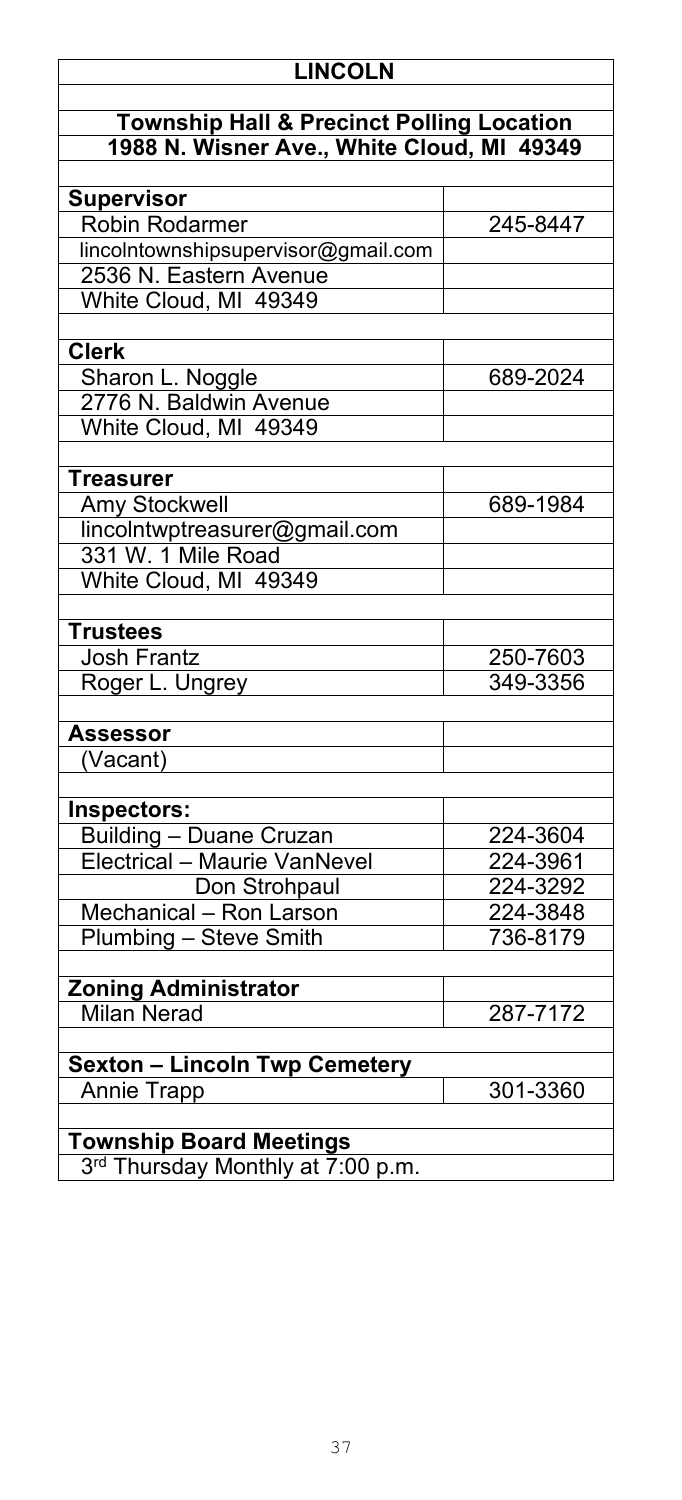| LINCOLN | |
|---|---|
| **Township Hall & Precinct Polling Location** | |
| **1988 N. Wisner Ave., White Cloud, MI 49349** | |
| | |
| **Supervisor** | |
| Robin Rodarmer | 245-8447 |
| lincolntownshipsupervisor@gmail.com | |
| 2536 N. Eastern Avenue | |
| White Cloud, MI 49349 | |
| | |
| **Clerk** | |
| Sharon L. Noggle | 689-2024 |
| 2776 N. Baldwin Avenue | |
| White Cloud, MI 49349 | |
| | |
| **Treasurer** | |
| Amy Stockwell | 689-1984 |
| lincolntwptreasurer@gmail.com | |
| 331 W. 1 Mile Road | |
| White Cloud, MI 49349 | |
| | |
| **Trustees** | |
| Josh Frantz | 250-7603 |
| Roger L. Ungrey | 349-3356 |
| | |
| **Assessor** | |
| (Vacant) | |
| | |
| **Inspectors:** | |
| Building – Duane Cruzan | 224-3604 |
| Electrical – Maurie VanNevel | 224-3961 |
| Don Strohpaul | 224-3292 |
| Mechanical – Ron Larson | 224-3848 |
| Plumbing – Steve Smith | 736-8179 |
| | |
| **Zoning Administrator** | |
| Milan Nerad | 287-7172 |
| | |
| **Sexton – Lincoln Twp Cemetery** | |
| Annie Trapp | 301-3360 |
| | |
| **Township Board Meetings** | |
| 3rd Thursday Monthly at 7:00 p.m. | |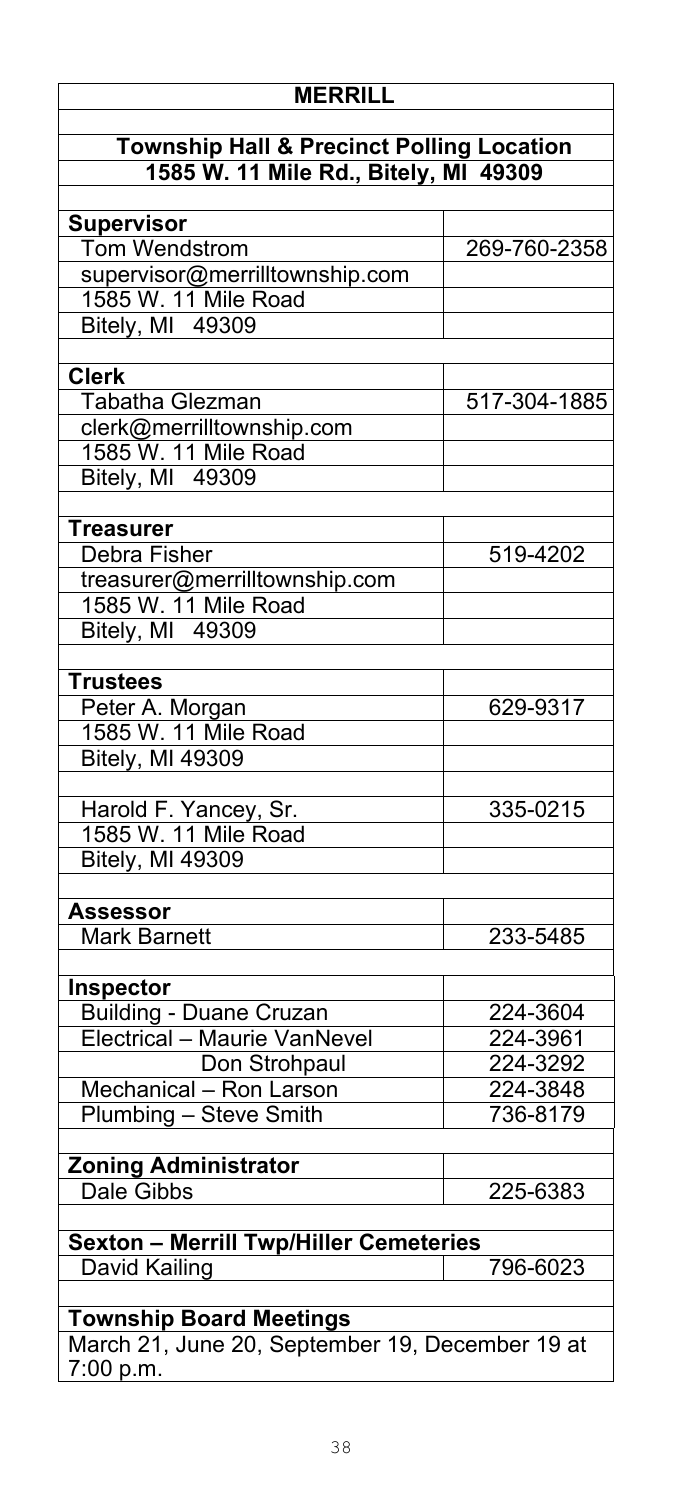| **MERRILL** | |
|---|---|
| **Township Hall & Precinct Polling Location** | |
| **1585 W. 11 Mile Rd., Bitely, MI 49309** | |
| | |
| **Supervisor** | |
| Tom Wendstrom | 269-760-2358 |
| supervisor@merrilltownship.com | |
| 1585 W. 11 Mile Road | |
| Bitely, MI 49309 | |
| | |
| **Clerk** | |
| Tabatha Glezman | 517-304-1885 |
| clerk@merrilltownship.com | |
| 1585 W. 11 Mile Road | |
| Bitely, MI 49309 | |
| | |
| **Treasurer** | |
| Debra Fisher | 519-4202 |
| treasurer@merrilltownship.com | |
| 1585 W. 11 Mile Road | |
| Bitely, MI 49309 | |
| | |
| **Trustees** | |
| Peter A. Morgan | 629-9317 |
| 1585 W. 11 Mile Road | |
| Bitely, MI 49309 | |
| | |
| Harold F. Yancey, Sr. | 335-0215 |
| 1585 W. 11 Mile Road | |
| Bitely, MI 49309 | |
| | |
| **Assessor** | |
| Mark Barnett | 233-5485 |
| | |
| **Inspector** | |
| Building - Duane Cruzan | 224-3604 |
| Electrical – Maurie VanNevel | 224-3961 |
| Don Strohpaul | 224-3292 |
| Mechanical – Ron Larson | 224-3848 |
| Plumbing – Steve Smith | 736-8179 |
| | |
| **Zoning Administrator** | |
| Dale Gibbs | 225-6383 |
| | |
| **Sexton – Merrill Twp/Hiller Cemeteries** | |
| David Kailing | 796-6023 |
| | |
| **Township Board Meetings** | |
| March 21, June 20, September 19, December 19 at 7:00 p.m. | |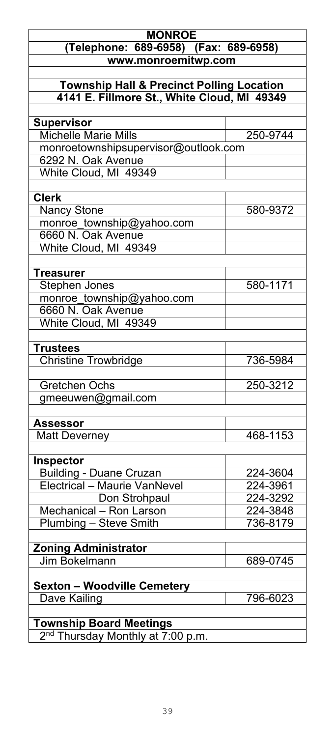| MONROE | |
|---|---|
| (Telephone: 689-6958) (Fax: 689-6958) | |
| www.monroemitwp.com | |
| | |
| **Township Hall & Precinct Polling Location** | |
| **4141 E. Fillmore St., White Cloud, MI 49349** | |
| | |
| **Supervisor** | |
| Michelle Marie Mills | 250-9744 |
| monroetownshipsupervisor@outlook.com | |
| 6292 N. Oak Avenue | |
| White Cloud, MI 49349 | |
| | |
| **Clerk** | |
| Nancy Stone | 580-9372 |
| monroe_township@yahoo.com | |
| 6660 N. Oak Avenue | |
| White Cloud, MI 49349 | |
| | |
| **Treasurer** | |
| Stephen Jones | 580-1171 |
| monroe_township@yahoo.com | |
| 6660 N. Oak Avenue | |
| White Cloud, MI 49349 | |
| | |
| **Trustees** | |
| Christine Trowbridge | 736-5984 |
| | |
| Gretchen Ochs | 250-3212 |
| gmeeuwen@gmail.com | |
| | |
| **Assessor** | |
| Matt Deverney | 468-1153 |
| | |
| **Inspector** | |
| Building - Duane Cruzan | 224-3604 |
| Electrical – Maurie VanNevel | 224-3961 |
| Don Strohpaul | 224-3292 |
| Mechanical – Ron Larson | 224-3848 |
| Plumbing – Steve Smith | 736-8179 |
| | |
| **Zoning Administrator** | |
| Jim Bokelmann | 689-0745 |
| | |
| **Sexton – Woodville Cemetery** | |
| Dave Kailing | 796-6023 |
| | |
| **Township Board Meetings** | |
| 2nd Thursday Monthly at 7:00 p.m. | |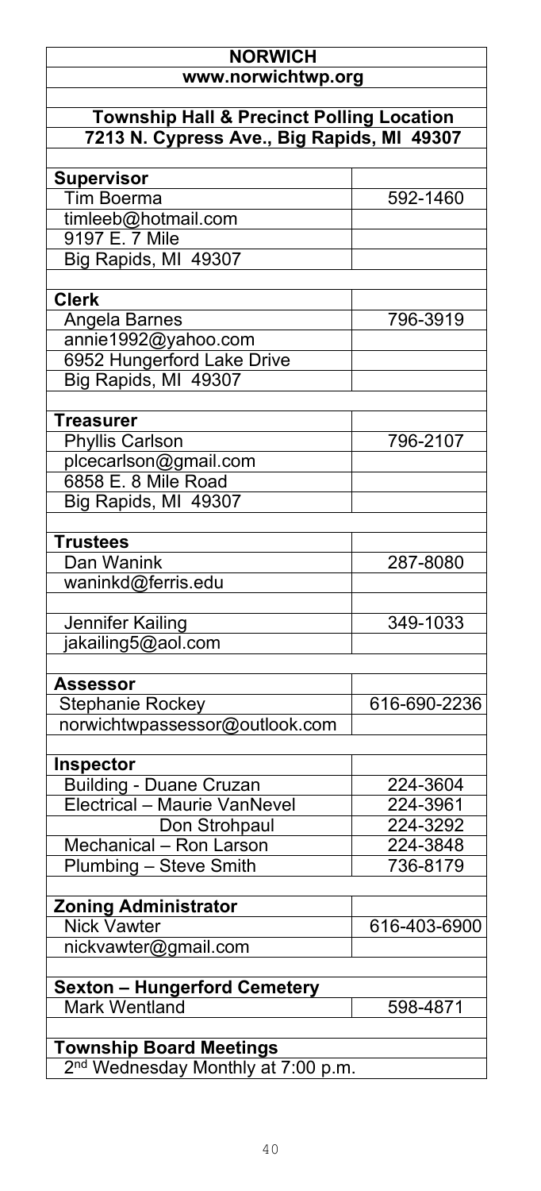# NORWICH

**www.norwichtwp.org**

**Township Hall & Precinct Polling Location**
**7213 N. Cypress Ave., Big Rapids, MI 49307**

| | |
|---|---|
| **Supervisor** | |
| Tim Boerma | 592-1460 |
| timleeb@hotmail.com | |
| 9197 E. 7 Mile | |
| Big Rapids, MI 49307 | |
| | |
| **Clerk** | |
| Angela Barnes | 796-3919 |
| annie1992@yahoo.com | |
| 6952 Hungerford Lake Drive | |
| Big Rapids, MI 49307 | |
| | |
| **Treasurer** | |
| Phyllis Carlson | 796-2107 |
| plcecarlson@gmail.com | |
| 6858 E. 8 Mile Road | |
| Big Rapids, MI 49307 | |
| | |
| **Trustees** | |
| Dan Wanink | 287-8080 |
| waninkd@ferris.edu | |
| | |
| Jennifer Kailing | 349-1033 |
| jakailing5@aol.com | |
| | |
| **Assessor** | |
| Stephanie Rockey | 616-690-2236 |
| norwichtwpassessor@outlook.com | |
| | |
| **Inspector** | |
| Building - Duane Cruzan | 224-3604 |
| Electrical – Maurie VanNevel | 224-3961 |
| Don Strohpaul | 224-3292 |
| Mechanical – Ron Larson | 224-3848 |
| Plumbing – Steve Smith | 736-8179 |
| | |
| **Zoning Administrator** | |
| Nick Vawter | 616-403-6900 |
| nickvawter@gmail.com | |
| | |
| **Sexton – Hungerford Cemetery** | |
| Mark Wentland | 598-4871 |

**Township Board Meetings**

2nd Wednesday Monthly at 7:00 p.m.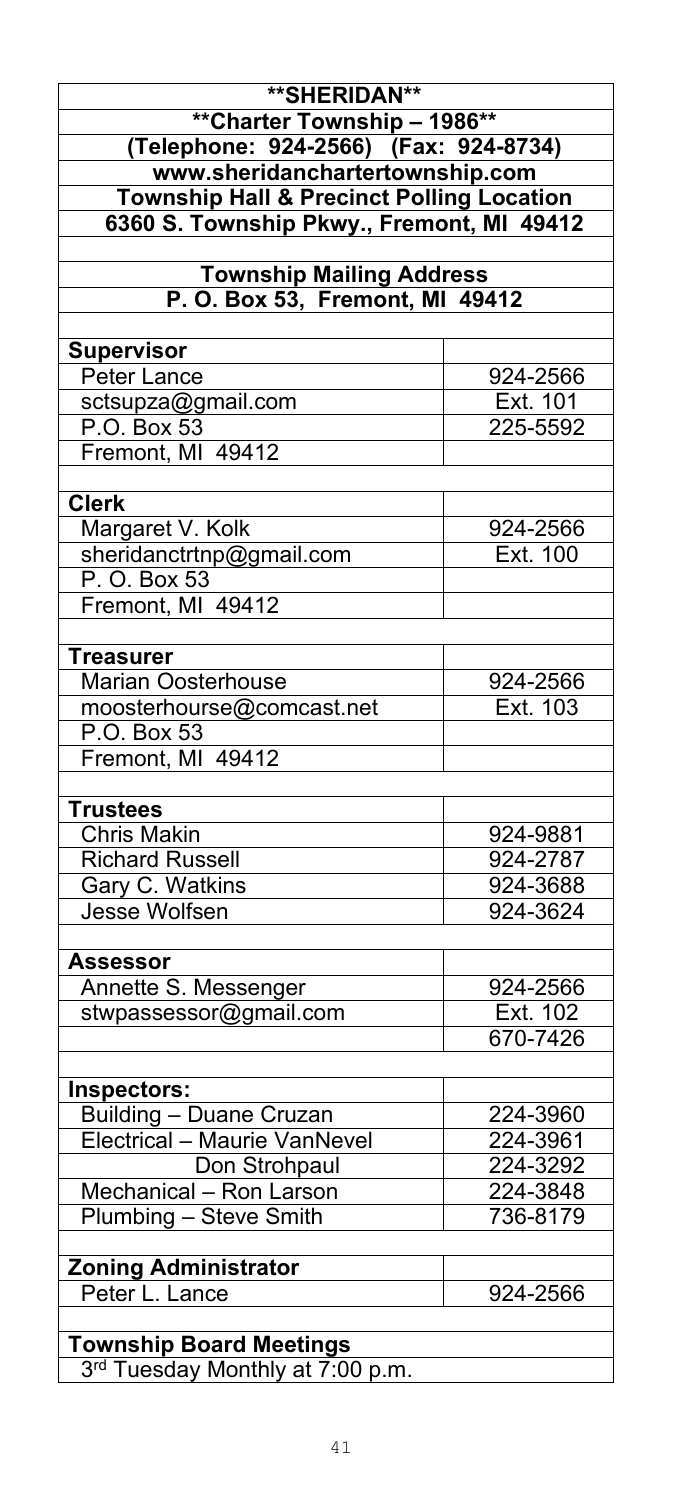# **SHERIDAN**

## **Charter Township – 1986**

**(Telephone: 924-2566) (Fax: 924-8734)**

**www.sheridanchartertownship.com**

**Township Hall & Precinct Polling Location**

**6360 S. Township Pkwy., Fremont, MI 49412**

**Township Mailing Address**

**P. O. Box 53, Fremont, MI 49412**

| | |
|---|---|
| **Supervisor** | |
| Peter Lance | 924-2566 |
| sctsupza@gmail.com | Ext. 101 |
| P.O. Box 53 | 225-5592 |
| Fremont, MI 49412 | |
| | |
| **Clerk** | |
| Margaret V. Kolk | 924-2566 |
| sheridanctrtnp@gmail.com | Ext. 100 |
| P. O. Box 53 | |
| Fremont, MI 49412 | |
| | |
| **Treasurer** | |
| Marian Oosterhouse | 924-2566 |
| moosterhourse@comcast.net | Ext. 103 |
| P.O. Box 53 | |
| Fremont, MI 49412 | |
| | |
| **Trustees** | |
| Chris Makin | 924-9881 |
| Richard Russell | 924-2787 |
| Gary C. Watkins | 924-3688 |
| Jesse Wolfsen | 924-3624 |
| | |
| **Assessor** | |
| Annette S. Messenger | 924-2566 |
| stwpassessor@gmail.com | Ext. 102 |
| | 670-7426 |
| | |
| **Inspectors:** | |
| Building – Duane Cruzan | 224-3960 |
| Electrical – Maurie VanNevel | 224-3961 |
| Don Strohpaul | 224-3292 |
| Mechanical – Ron Larson | 224-3848 |
| Plumbing – Steve Smith | 736-8179 |
| | |
| **Zoning Administrator** | |
| Peter L. Lance | 924-2566 |

**Township Board Meetings**

3rd Tuesday Monthly at 7:00 p.m.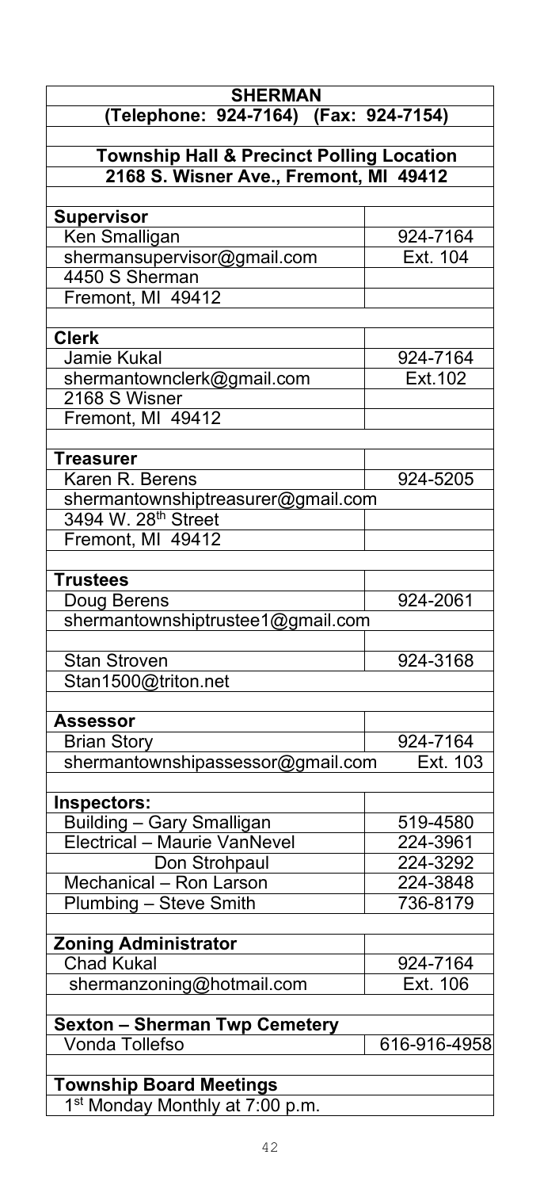| SHERMAN | |
|---|---|
| (Telephone: 924-7164) (Fax: 924-7154) | |
| | |
| **Township Hall & Precinct Polling Location** | |
| **2168 S. Wisner Ave., Fremont, MI 49412** | |
| | |
| **Supervisor** | |
| Ken Smalligan | 924-7164 |
| shermansupervisor@gmail.com | Ext. 104 |
| 4450 S Sherman | |
| Fremont, MI 49412 | |
| | |
| **Clerk** | |
| Jamie Kukal | 924-7164 |
| shermantownclerk@gmail.com | Ext.102 |
| 2168 S Wisner | |
| Fremont, MI 49412 | |
| | |
| **Treasurer** | |
| Karen R. Berens | 924-5205 |
| shermantownshiptreasurer@gmail.com | |
| 3494 W. 28th Street | |
| Fremont, MI 49412 | |
| | |
| **Trustees** | |
| Doug Berens | 924-2061 |
| shermantownshiptrustee1@gmail.com | |
| | |
| Stan Stroven | 924-3168 |
| Stan1500@triton.net | |
| | |
| **Assessor** | |
| Brian Story | 924-7164 |
| shermantownshipassessor@gmail.com | Ext. 103 |
| | |
| **Inspectors:** | |
| Building – Gary Smalligan | 519-4580 |
| Electrical – Maurie VanNevel | 224-3961 |
| Don Strohpaul | 224-3292 |
| Mechanical – Ron Larson | 224-3848 |
| Plumbing – Steve Smith | 736-8179 |
| | |
| **Zoning Administrator** | |
| Chad Kukal | 924-7164 |
| shermanzoning@hotmail.com | Ext. 106 |
| | |
| **Sexton – Sherman Twp Cemetery** | |
| Vonda Tollefso | 616-916-4958 |
| | |
| **Township Board Meetings** | |
| 1st Monday Monthly at 7:00 p.m. | |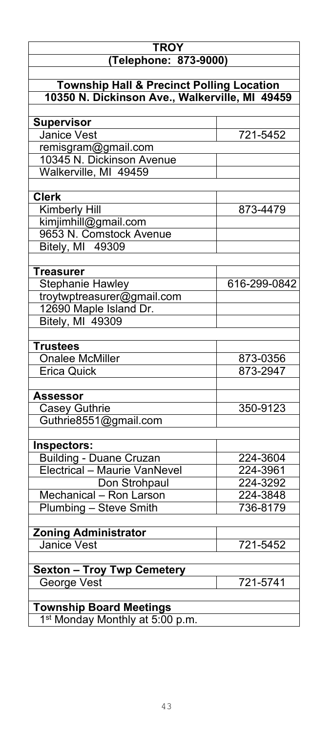# TROY

## (Telephone: 873-9000)

**Township Hall & Precinct Polling Location**
**10350 N. Dickinson Ave., Walkerville, MI 49459**

| **Supervisor** | |
|---|---|
| Janice Vest | 721-5452 |
| remisgram@gmail.com | |
| 10345 N. Dickinson Avenue | |
| Walkerville, MI 49459 | |
| | |
| **Clerk** | |
| Kimberly Hill | 873-4479 |
| kimjimhill@gmail.com | |
| 9653 N. Comstock Avenue | |
| Bitely, MI 49309 | |
| | |
| **Treasurer** | |
| Stephanie Hawley | 616-299-0842 |
| troytwptreasurer@gmail.com | |
| 12690 Maple Island Dr. | |
| Bitely, MI 49309 | |
| | |
| **Trustees** | |
| Onalee McMiller | 873-0356 |
| Erica Quick | 873-2947 |
| | |
| **Assessor** | |
| Casey Guthrie | 350-9123 |
| Guthrie8551@gmail.com | |
| | |
| **Inspectors:** | |
| Building - Duane Cruzan | 224-3604 |
| Electrical – Maurie VanNevel | 224-3961 |
| Don Strohpaul | 224-3292 |
| Mechanical – Ron Larson | 224-3848 |
| Plumbing – Steve Smith | 736-8179 |
| | |
| **Zoning Administrator** | |
| Janice Vest | 721-5452 |
| | |
| **Sexton – Troy Twp Cemetery** | |
| George Vest | 721-5741 |

**Township Board Meetings**

1st Monday Monthly at 5:00 p.m.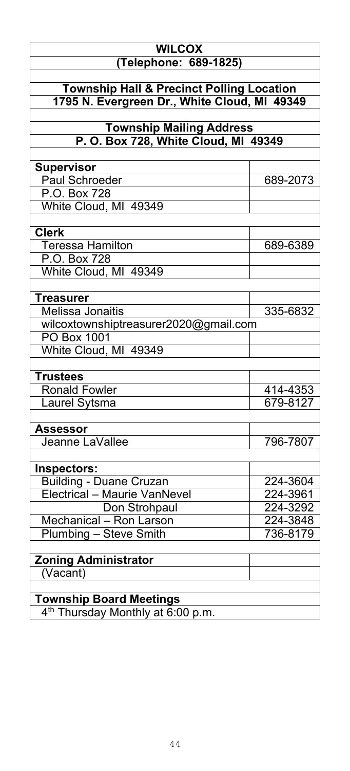| **WILCOX** | |
|---|---|
| **(Telephone: 689-1825)** | |
| | |
| **Township Hall & Precinct Polling Location** | |
| **1795 N. Evergreen Dr., White Cloud, MI 49349** | |
| | |
| **Township Mailing Address** | |
| **P. O. Box 728, White Cloud, MI 49349** | |
| | |
| **Supervisor** | |
| Paul Schroeder | 689-2073 |
| P.O. Box 728 | |
| White Cloud, MI 49349 | |
| | |
| **Clerk** | |
| Teressa Hamilton | 689-6389 |
| P.O. Box 728 | |
| White Cloud, MI 49349 | |
| | |
| **Treasurer** | |
| Melissa Jonaitis | 335-6832 |
| wilcoxtownshiptreasurer2020@gmail.com | |
| PO Box 1001 | |
| White Cloud, MI 49349 | |
| | |
| **Trustees** | |
| Ronald Fowler | 414-4353 |
| Laurel Sytsma | 679-8127 |
| | |
| **Assessor** | |
| Jeanne LaVallee | 796-7807 |
| | |
| **Inspectors:** | |
| Building - Duane Cruzan | 224-3604 |
| Electrical – Maurie VanNevel | 224-3961 |
| Don Strohpaul | 224-3292 |
| Mechanical – Ron Larson | 224-3848 |
| Plumbing – Steve Smith | 736-8179 |
| | |
| **Zoning Administrator** | |
| (Vacant) | |
| | |
| **Township Board Meetings** | |
| 4th Thursday Monthly at 6:00 p.m. | |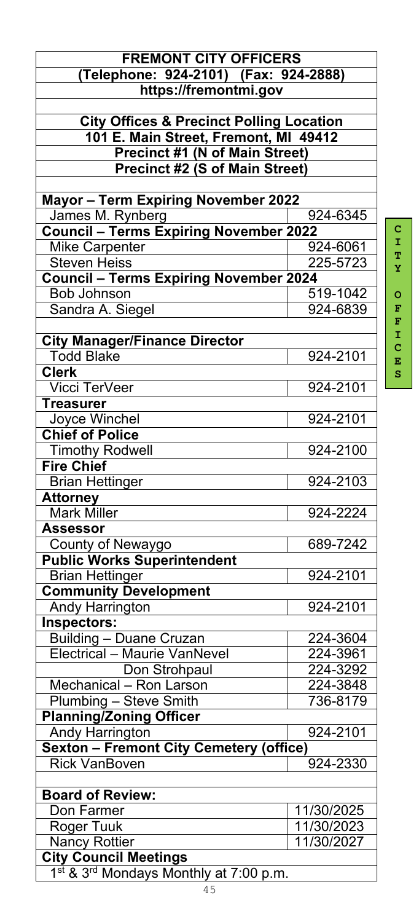| FREMONT CITY OFFICERS | |
|---|---|
| (Telephone: 924-2101) (Fax: 924-2888) | |
| https://fremontmi.gov | |
| | |
| **City Offices & Precinct Polling Location** | |
| **101 E. Main Street, Fremont, MI 49412** | |
| **Precinct #1 (N of Main Street)** | |
| **Precinct #2 (S of Main Street)** | |
| | |
| **Mayor – Term Expiring November 2022** | |
| James M. Rynberg | 924-6345 |
| **Council – Terms Expiring November 2022** | |
| Mike Carpenter | 924-6061 |
| Steven Heiss | 225-5723 |
| **Council – Terms Expiring November 2024** | |
| Bob Johnson | 519-1042 |
| Sandra A. Siegel | 924-6839 |
| | |
| **City Manager/Finance Director** | |
| Todd Blake | 924-2101 |
| **Clerk** | |
| Vicci TerVeer | 924-2101 |
| **Treasurer** | |
| Joyce Winchel | 924-2101 |
| **Chief of Police** | |
| Timothy Rodwell | 924-2100 |
| **Fire Chief** | |
| Brian Hettinger | 924-2103 |
| **Attorney** | |
| Mark Miller | 924-2224 |
| **Assessor** | |
| County of Newaygo | 689-7242 |
| **Public Works Superintendent** | |
| Brian Hettinger | 924-2101 |
| **Community Development** | |
| Andy Harrington | 924-2101 |
| **Inspectors:** | |
| Building – Duane Cruzan | 224-3604 |
| Electrical – Maurie VanNevel | 224-3961 |
| Don Strohpaul | 224-3292 |
| Mechanical – Ron Larson | 224-3848 |
| Plumbing – Steve Smith | 736-8179 |
| **Planning/Zoning Officer** | |
| Andy Harrington | 924-2101 |
| **Sexton – Fremont City Cemetery (office)** | |
| Rick VanBoven | 924-2330 |
| | |
| **Board of Review:** | |
| Don Farmer | 11/30/2025 |
| Roger Tuuk | 11/30/2023 |
| Nancy Rottier | 11/30/2027 |
| **City Council Meetings** | |
| 1st & 3rd Mondays Monthly at 7:00 p.m. | |

CITY OFFICES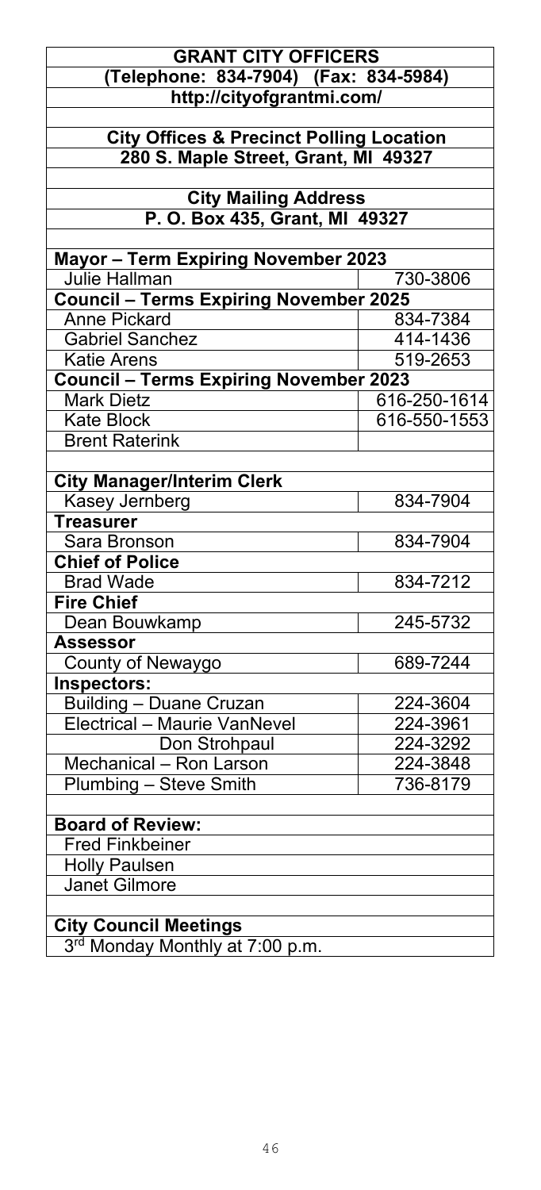# GRANT CITY OFFICERS

**(Telephone: 834-7904) (Fax: 834-5984)**

**http://cityofgrantmi.com/**

**City Offices & Precinct Polling Location**
**280 S. Maple Street, Grant, MI 49327**

**City Mailing Address**
**P. O. Box 435, Grant, MI 49327**

| | |
|---|---|
| **Mayor – Term Expiring November 2023** | |
| Julie Hallman | 730-3806 |
| **Council – Terms Expiring November 2025** | |
| Anne Pickard | 834-7384 |
| Gabriel Sanchez | 414-1436 |
| Katie Arens | 519-2653 |
| **Council – Terms Expiring November 2023** | |
| Mark Dietz | 616-250-1614 |
| Kate Block | 616-550-1553 |
| Brent Raterink | |
| | |
| **City Manager/Interim Clerk** | |
| Kasey Jernberg | 834-7904 |
| **Treasurer** | |
| Sara Bronson | 834-7904 |
| **Chief of Police** | |
| Brad Wade | 834-7212 |
| **Fire Chief** | |
| Dean Bouwkamp | 245-5732 |
| **Assessor** | |
| County of Newaygo | 689-7244 |
| **Inspectors:** | |
| Building – Duane Cruzan | 224-3604 |
| Electrical – Maurie VanNevel | 224-3961 |
| Don Strohpaul | 224-3292 |
| Mechanical – Ron Larson | 224-3848 |
| Plumbing – Steve Smith | 736-8179 |
| | |
| **Board of Review:** | |
| Fred Finkbeiner | |
| Holly Paulsen | |
| Janet Gilmore | |
| | |
| **City Council Meetings** | |
| 3rd Monday Monthly at 7:00 p.m. | |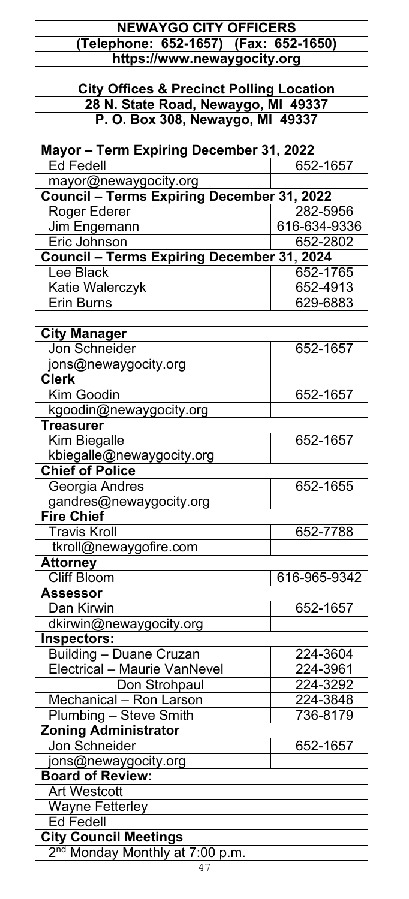| NEWAYGO CITY OFFICERS | |
|---|---|
| (Telephone: 652-1657) (Fax: 652-1650) | |
| https://www.newaygocity.org | |
| | |
| **City Offices & Precinct Polling Location** | |
| **28 N. State Road, Newaygo, MI 49337** | |
| **P. O. Box 308, Newaygo, MI 49337** | |
| | |
| **Mayor – Term Expiring December 31, 2022** | |
| Ed Fedell | 652-1657 |
| mayor@newaygocity.org | |
| **Council – Terms Expiring December 31, 2022** | |
| Roger Ederer | 282-5956 |
| Jim Engemann | 616-634-9336 |
| Eric Johnson | 652-2802 |
| **Council – Terms Expiring December 31, 2024** | |
| Lee Black | 652-1765 |
| Katie Walerczyk | 652-4913 |
| Erin Burns | 629-6883 |
| | |
| **City Manager** | |
| Jon Schneider | 652-1657 |
| jons@newaygocity.org | |
| **Clerk** | |
| Kim Goodin | 652-1657 |
| kgoodin@newaygocity.org | |
| **Treasurer** | |
| Kim Biegalle | 652-1657 |
| kbiegalle@newaygocity.org | |
| **Chief of Police** | |
| Georgia Andres | 652-1655 |
| gandres@newaygocity.org | |
| **Fire Chief** | |
| Travis Kroll | 652-7788 |
| tkroll@newaygofire.com | |
| **Attorney** | |
| Cliff Bloom | 616-965-9342 |
| **Assessor** | |
| Dan Kirwin | 652-1657 |
| dkirwin@newaygocity.org | |
| **Inspectors:** | |
| Building – Duane Cruzan | 224-3604 |
| Electrical – Maurie VanNevel | 224-3961 |
| Don Strohpaul | 224-3292 |
| Mechanical – Ron Larson | 224-3848 |
| Plumbing – Steve Smith | 736-8179 |
| **Zoning Administrator** | |
| Jon Schneider | 652-1657 |
| jons@newaygocity.org | |
| **Board of Review:** | |
| Art Westcott | |
| Wayne Fetterley | |
| Ed Fedell | |
| **City Council Meetings** | |
| 2nd Monday Monthly at 7:00 p.m. | |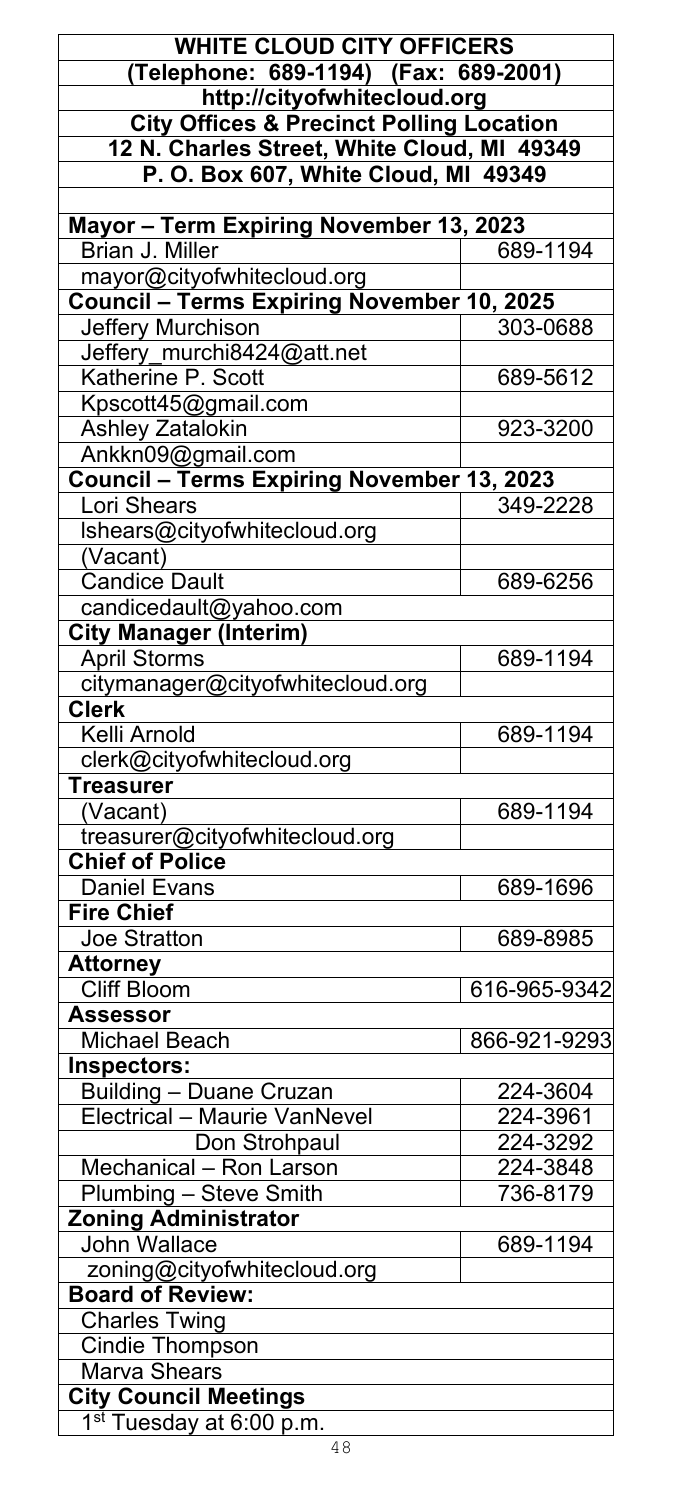| WHITE CLOUD CITY OFFICERS | |
|---|---|
| (Telephone: 689-1194) (Fax: 689-2001) | |
| http://cityofwhitecloud.org | |
| City Offices & Precinct Polling Location | |
| 12 N. Charles Street, White Cloud, MI 49349 | |
| P. O. Box 607, White Cloud, MI 49349 | |
| | |
| **Mayor – Term Expiring November 13, 2023** | |
| Brian J. Miller | 689-1194 |
| mayor@cityofwhitecloud.org | |
| **Council – Terms Expiring November 10, 2025** | |
| Jeffery Murchison | 303-0688 |
| Jeffery_murchi8424@att.net | |
| Katherine P. Scott | 689-5612 |
| Kpscott45@gmail.com | |
| Ashley Zatalokin | 923-3200 |
| Ankkn09@gmail.com | |
| **Council – Terms Expiring November 13, 2023** | |
| Lori Shears | 349-2228 |
| lshears@cityofwhitecloud.org | |
| (Vacant) | |
| Candice Dault | 689-6256 |
| candicedault@yahoo.com | |
| **City Manager (Interim)** | |
| April Storms | 689-1194 |
| citymanager@cityofwhitecloud.org | |
| **Clerk** | |
| Kelli Arnold | 689-1194 |
| clerk@cityofwhitecloud.org | |
| **Treasurer** | |
| (Vacant) | 689-1194 |
| treasurer@cityofwhitecloud.org | |
| **Chief of Police** | |
| Daniel Evans | 689-1696 |
| **Fire Chief** | |
| Joe Stratton | 689-8985 |
| **Attorney** | |
| Cliff Bloom | 616-965-9342 |
| **Assessor** | |
| Michael Beach | 866-921-9293 |
| **Inspectors:** | |
| Building – Duane Cruzan | 224-3604 |
| Electrical – Maurie VanNevel | 224-3961 |
| Don Strohpaul | 224-3292 |
| Mechanical – Ron Larson | 224-3848 |
| Plumbing – Steve Smith | 736-8179 |
| **Zoning Administrator** | |
| John Wallace | 689-1194 |
| zoning@cityofwhitecloud.org | |
| **Board of Review:** | |
| Charles Twing | |
| Cindie Thompson | |
| Marva Shears | |
| **City Council Meetings** | |
| 1st Tuesday at 6:00 p.m. | |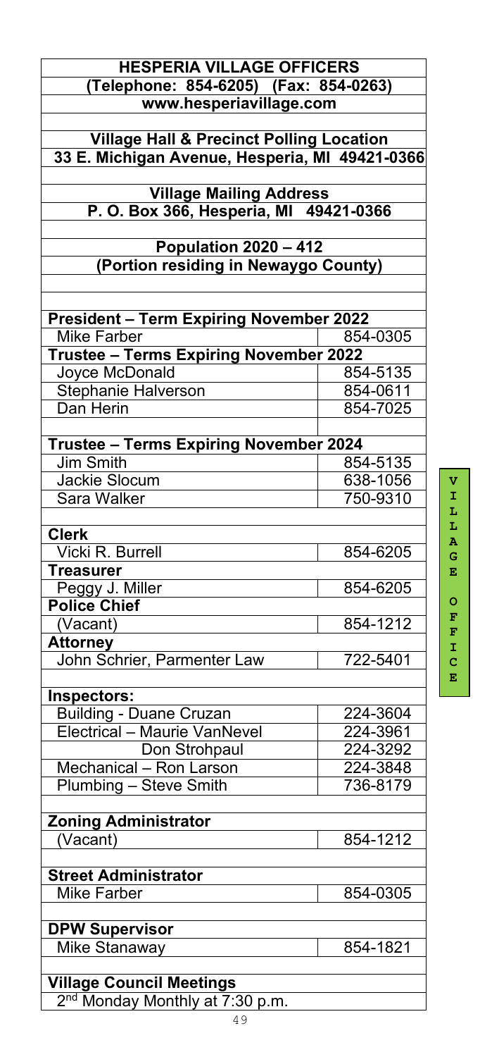| HESPERIA VILLAGE OFFICERS | |
|---|---|
| (Telephone: 854-6205) (Fax: 854-0263) | |
| www.hesperiavillage.com | |
| | |
| Village Hall & Precinct Polling Location | |
| 33 E. Michigan Avenue, Hesperia, MI 49421-0366 | |
| | |
| Village Mailing Address | |
| P. O. Box 366, Hesperia, MI 49421-0366 | |
| | |
| Population 2020 – 412 | |
| (Portion residing in Newaygo County) | |
| | |
| **President – Term Expiring November 2022** | |
| Mike Farber | 854-0305 |
| **Trustee – Terms Expiring November 2022** | |
| Joyce McDonald | 854-5135 |
| Stephanie Halverson | 854-0611 |
| Dan Herin | 854-7025 |
| | |
| **Trustee – Terms Expiring November 2024** | |
| Jim Smith | 854-5135 |
| Jackie Slocum | 638-1056 |
| Sara Walker | 750-9310 |
| | |
| **Clerk** | |
| Vicki R. Burrell | 854-6205 |
| **Treasurer** | |
| Peggy J. Miller | 854-6205 |
| **Police Chief** | |
| (Vacant) | 854-1212 |
| **Attorney** | |
| John Schrier, Parmenter Law | 722-5401 |
| | |
| **Inspectors:** | |
| Building - Duane Cruzan | 224-3604 |
| Electrical – Maurie VanNevel | 224-3961 |
| Don Strohpaul | 224-3292 |
| Mechanical – Ron Larson | 224-3848 |
| Plumbing – Steve Smith | 736-8179 |
| | |
| **Zoning Administrator** | |
| (Vacant) | 854-1212 |
| | |
| **Street Administrator** | |
| Mike Farber | 854-0305 |
| | |
| **DPW Supervisor** | |
| Mike Stanaway | 854-1821 |
| | |
| **Village Council Meetings** | |
| 2nd Monday Monthly at 7:30 p.m. | |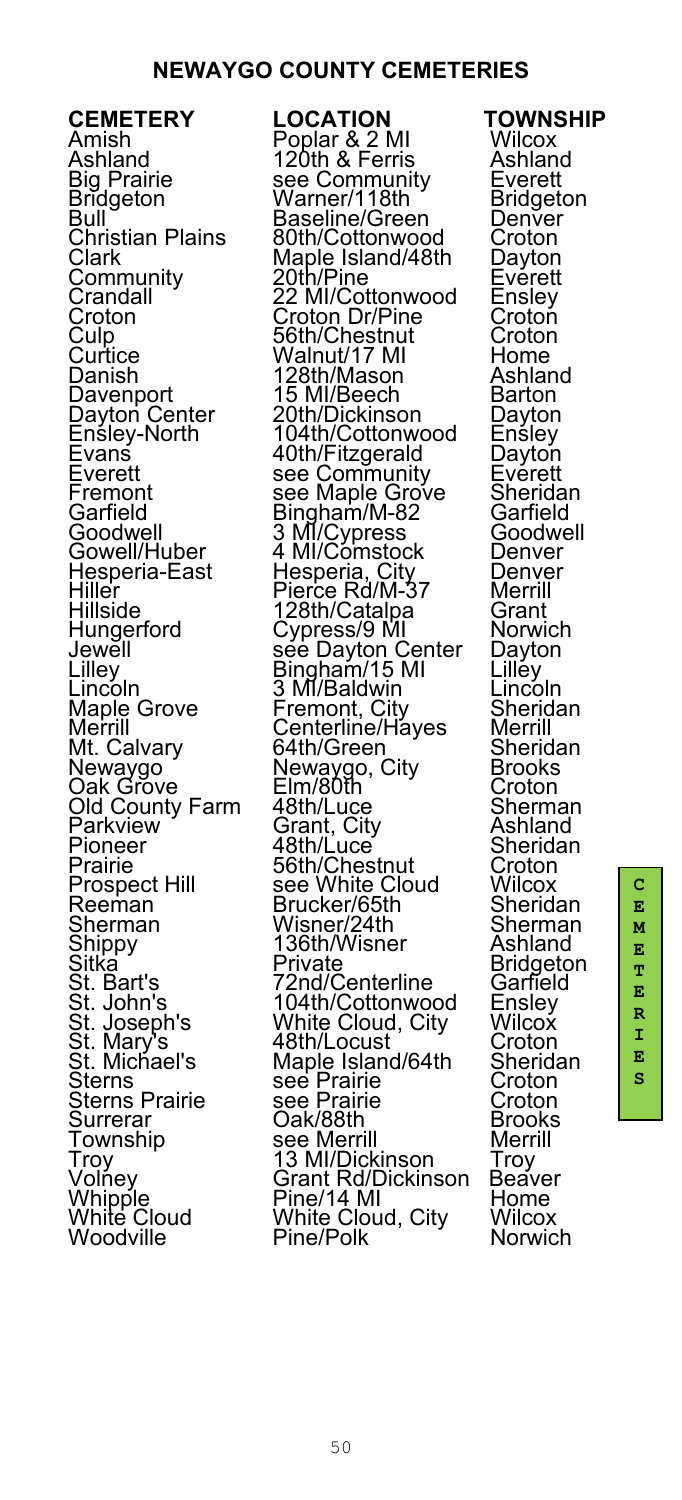## NEWAYGO COUNTY CEMETERIES

| CEMETERY | LOCATION | TOWNSHIP |
|---|---|---|
| Amish | Poplar & 2 MI | Wilcox |
| Ashland | 120th & Ferris | Ashland |
| Big Prairie | see Community | Everett |
| Bridgeton | Warner/118th | Bridgeton |
| Bull | Baseline/Green | Denver |
| Christian Plains | 80th/Cottonwood | Croton |
| Clark | Maple Island/48th | Dayton |
| Community | 20th/Pine | Everett |
| Crandall | 22 MI/Cottonwood | Ensley |
| Croton | Croton Dr/Pine | Croton |
| Culp | 56th/Chestnut | Croton |
| Curtice | Walnut/17 MI | Home |
| Danish | 128th/Mason | Ashland |
| Davenport | 15 MI/Beech | Barton |
| Dayton Center | 20th/Dickinson | Dayton |
| Ensley-North | 104th/Cottonwood | Ensley |
| Evans | 40th/Fitzgerald | Dayton |
| Everett | see Community | Everett |
| Fremont | see Maple Grove | Sheridan |
| Garfield | Bingham/M-82 | Garfield |
| Goodwell | 3 MI/Cypress | Goodwell |
| Gowell/Huber | 4 MI/Comstock | Denver |
| Hesperia-East | Hesperia, City | Denver |
| Hiller | Pierce Rd/M-37 | Merrill |
| Hillside | 128th/Catalpa | Grant |
| Hungerford | Cypress/9 MI | Norwich |
| Jewell | see Dayton Center | Dayton |
| Lilley | Bingham/15 MI | Lilley |
| Lincoln | 3 MI/Baldwin | Lincoln |
| Maple Grove | Fremont, City | Sheridan |
| Merrill | Centerline/Hayes | Merrill |
| Mt. Calvary | 64th/Green | Sheridan |
| Newaygo | Newaygo, City | Brooks |
| Oak Grove | Elm/80th | Croton |
| Old County Farm | 48th/Luce | Sherman |
| Parkview | Grant, City | Ashland |
| Pioneer | 48th/Luce | Sheridan |
| Prairie | 56th/Chestnut | Croton |
| Prospect Hill | see White Cloud | Wilcox |
| Reeman | Brucker/65th | Sheridan |
| Sherman | Wisner/24th | Sherman |
| Shippy | 136th/Wisner | Ashland |
| Sitka | Private | Bridgeton |
| St. Bart's | 72nd/Centerline | Garfield |
| St. John's | 104th/Cottonwood | Ensley |
| St. Joseph's | White Cloud, City | Wilcox |
| St. Mary's | 48th/Locust | Croton |
| St. Michael's | Maple Island/64th | Sheridan |
| Sterns | see Prairie | Croton |
| Sterns Prairie | see Prairie | Croton |
| Surrerar | Oak/88th | Brooks |
| Township | see Merrill | Merrill |
| Troy | 13 MI/Dickinson | Troy |
| Volney | Grant Rd/Dickinson | Beaver |
| Whipple | Pine/14 MI | Home |
| White Cloud | White Cloud, City | Wilcox |
| Woodville | Pine/Polk | Norwich |